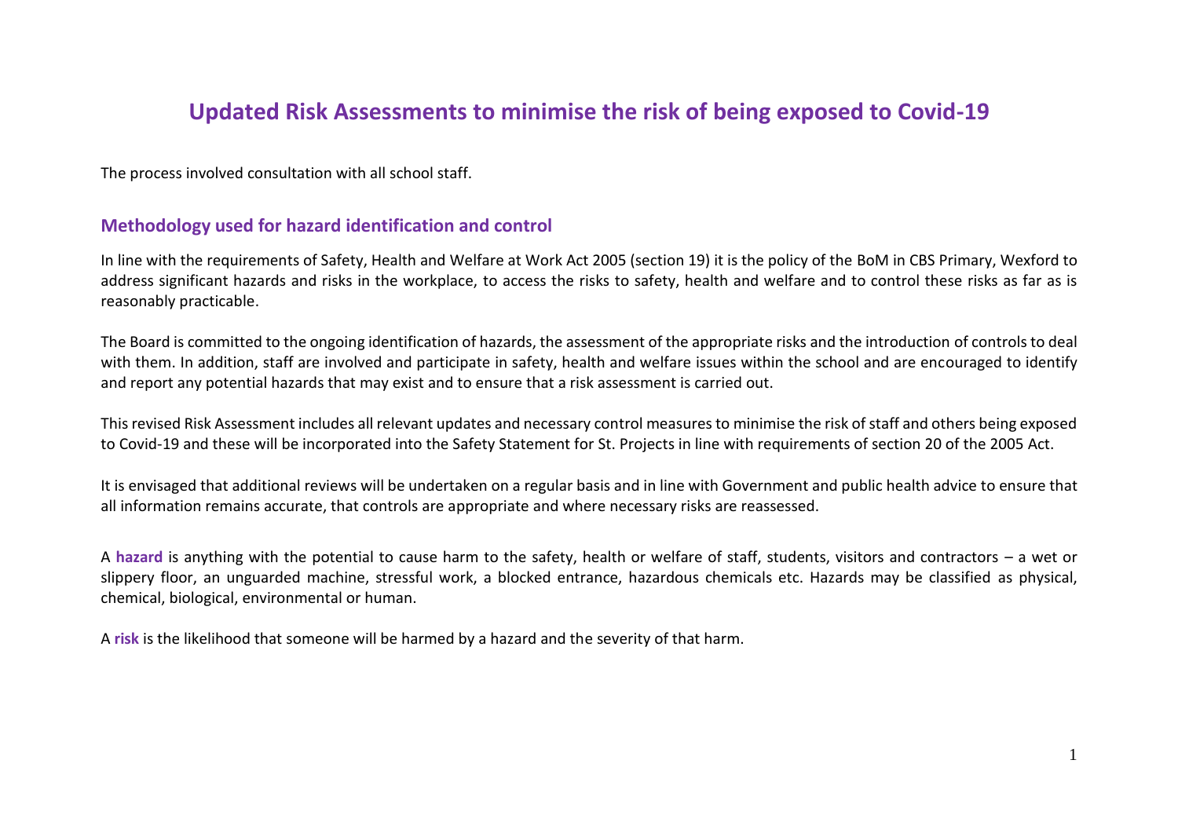# Updated Risk Assessments to minimise the risk of being exposed to Covid-19

The process involved consultation with all school staff.

## Methodology used for hazard identification and control

In line with the requirements of Safety, Health and Welfare at Work Act 2005 (section 19) it is the policy of the BoM in CBS Primary, Wexford to address significant hazards and risks in the workplace, to access the risks to safety, health and welfare and to control these risks as far as is reasonably practicable.

The Board is committed to the ongoing identification of hazards, the assessment of the appropriate risks and the introduction of controls to deal with them. In addition, staff are involved and participate in safety, health and welfare issues within the school and are encouraged to identify and report any potential hazards that may exist and to ensure that a risk assessment is carried out.

This revised Risk Assessment includes all relevant updates and necessary control measures to minimise the risk of staff and others being exposed to Covid-19 and these will be incorporated into the Safety Statement for St. Projects in line with requirements of section 20 of the 2005 Act.

It is envisaged that additional reviews will be undertaken on a regular basis and in line with Government and public health advice to ensure that all information remains accurate, that controls are appropriate and where necessary risks are reassessed.

A **hazard** is anything with the potential to cause harm to the safety, health or welfare of staff, students, visitors and contractors – a wet or slippery floor, an unguarded machine, stressful work, a blocked entrance, hazardous chemicals etc. Hazards may be classified as physical, chemical, biological, environmental or human.

A **risk** is the likelihood that someone will be harmed by a hazard and the severity of that harm.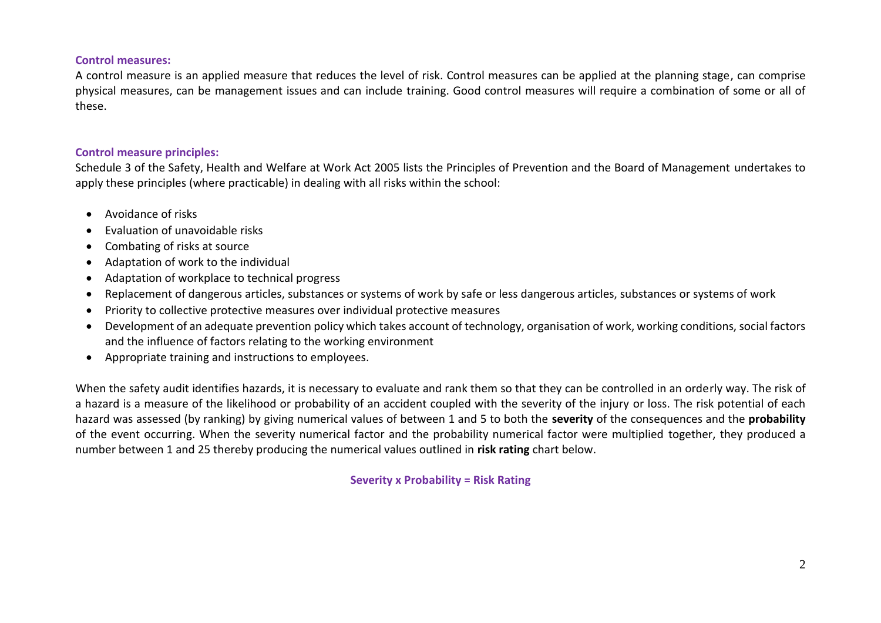**Control measures:**

A control measure is an applied measure that reduces the level of risk. Control measures can be applied at the planning stage, can comprise physical measures, can be management issues and can include training. Good control measures will require a combination of some or all of these.

**Control measure principles:**

Schedule 3 of the Safety, Health and Welfare at Work Act 2005 lists the Principles of Prevention and the Board of Management undertakes to apply these principles (where practicable) in dealing with all risks within the school:

- Avoidance of risks
- Evaluation of unavoidable risks
- Combating of risks at source
- Adaptation of work to the individual
- Adaptation of workplace to technical progress
- Replacement of dangerous articles, substances or systems of work by safe or less dangerous articles, substances or systems of work
- Priority to collective protective measures over individual protective measures
- Development of an adequate prevention policy which takes account of technology, organisation of work, working conditions, social factors and the influence of factors relating to the working environment
- Appropriate training and instructions to employees.

When the safety audit identifies hazards, it is necessary to evaluate and rank them so that they can be controlled in an orderly way. The risk of a hazard is a measure of the likelihood or probability of an accident coupled with the severity of the injury or loss. The risk potential of each hazard was assessed (by ranking) by giving numerical values of between 1 and 5 to both the **severity** of the consequences and the **probability** of the event occurring. When the severity numerical factor and the probability numerical factor were multiplied together, they produced a number between 1 and 25 thereby producing the numerical values outlined in **risk rating** chart below.

**Severity x Probability = Risk Rating**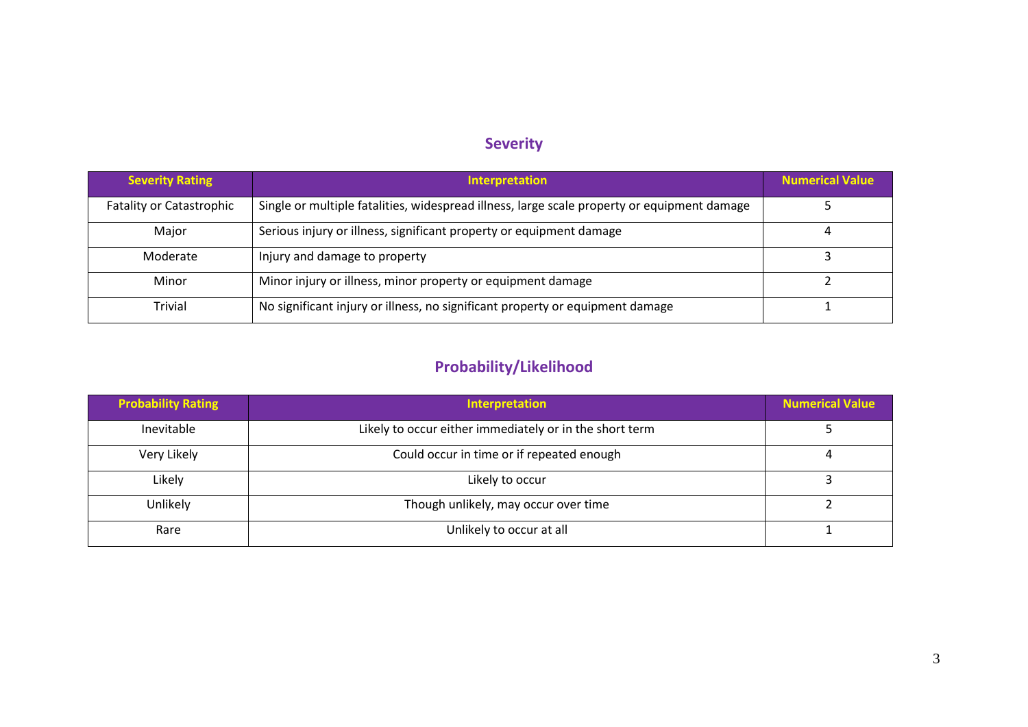## Severity

| Severity Rating | Interpretation | Numerical Value |
|---|---|---|
| Fatality or Catastrophic | Single or multiple fatalities, widespread illness, large scale property or equipment damage | 5 |
| Major | Serious injury or illness, significant property or equipment damage | 4 |
| Moderate | Injury and damage to property | 3 |
| Minor | Minor injury or illness, minor property or equipment damage | 2 |
| Trivial | No significant injury or illness, no significant property or equipment damage | 1 |

## Probability/Likelihood

| Probability Rating | Interpretation | Numerical Value |
|---|---|---|
| Inevitable | Likely to occur either immediately or in the short term | 5 |
| Very Likely | Could occur in time or if repeated enough | 4 |
| Likely | Likely to occur | 3 |
| Unlikely | Though unlikely, may occur over time | 2 |
| Rare | Unlikely to occur at all | 1 |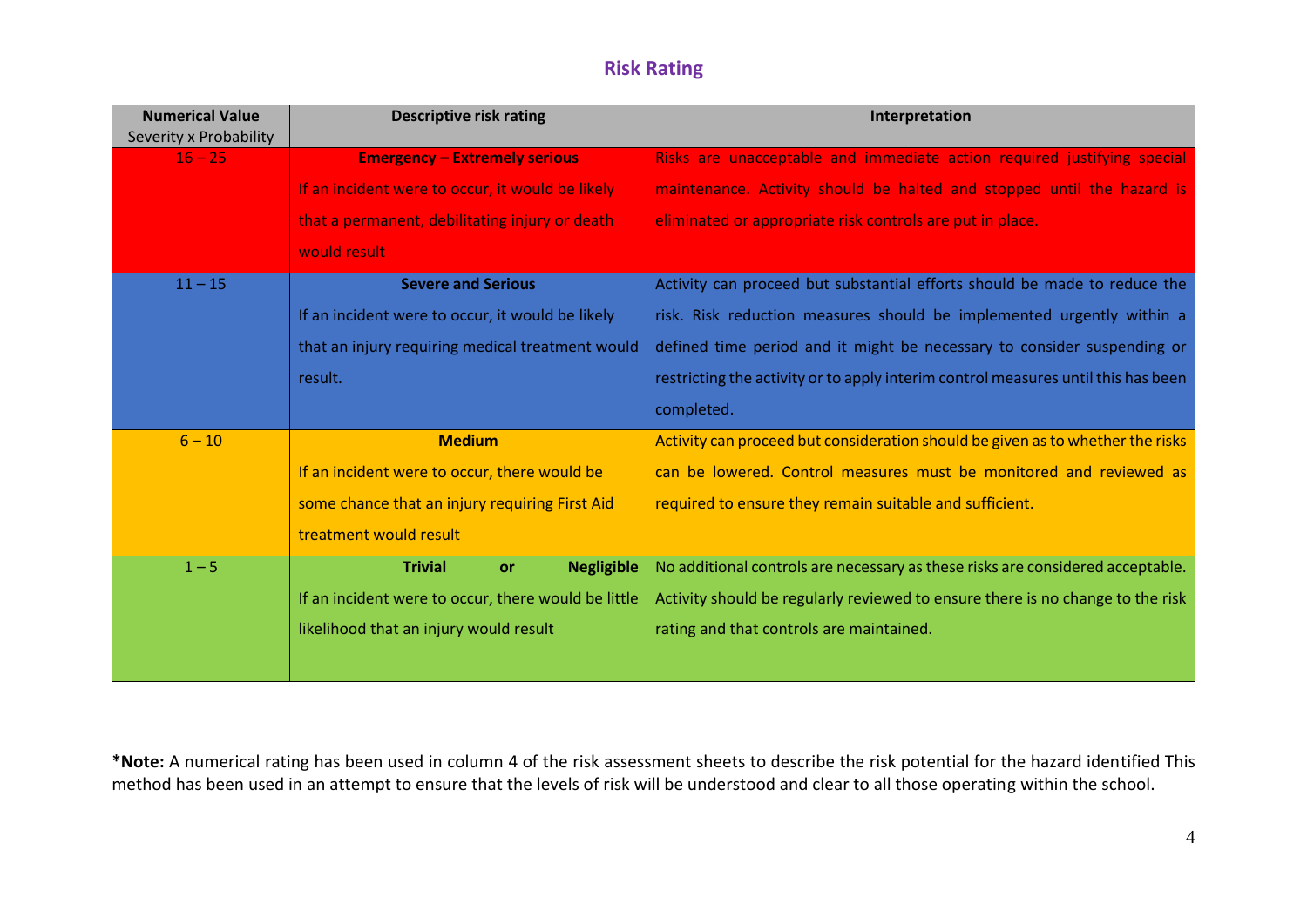## Risk Rating

| Numerical Value Severity x Probability | Descriptive risk rating | Interpretation |
|---|---|---|
| 16 – 25 | **Emergency – Extremely serious** If an incident were to occur, it would be likely that a permanent, debilitating injury or death would result | Risks are unacceptable and immediate action required justifying special maintenance. Activity should be halted and stopped until the hazard is eliminated or appropriate risk controls are put in place. |
| 11 – 15 | **Severe and Serious** If an incident were to occur, it would be likely that an injury requiring medical treatment would result. | Activity can proceed but substantial efforts should be made to reduce the risk. Risk reduction measures should be implemented urgently within a defined time period and it might be necessary to consider suspending or restricting the activity or to apply interim control measures until this has been completed. |
| 6 – 10 | **Medium** If an incident were to occur, there would be some chance that an injury requiring First Aid treatment would result | Activity can proceed but consideration should be given as to whether the risks can be lowered. Control measures must be monitored and reviewed as required to ensure they remain suitable and sufficient. |
| 1 – 5 | **Trivial or Negligible** If an incident were to occur, there would be little likelihood that an injury would result | No additional controls are necessary as these risks are considered acceptable. Activity should be regularly reviewed to ensure there is no change to the risk rating and that controls are maintained. |

***Note:** A numerical rating has been used in column 4 of the risk assessment sheets to describe the risk potential for the hazard identified This method has been used in an attempt to ensure that the levels of risk will be understood and clear to all those operating within the school.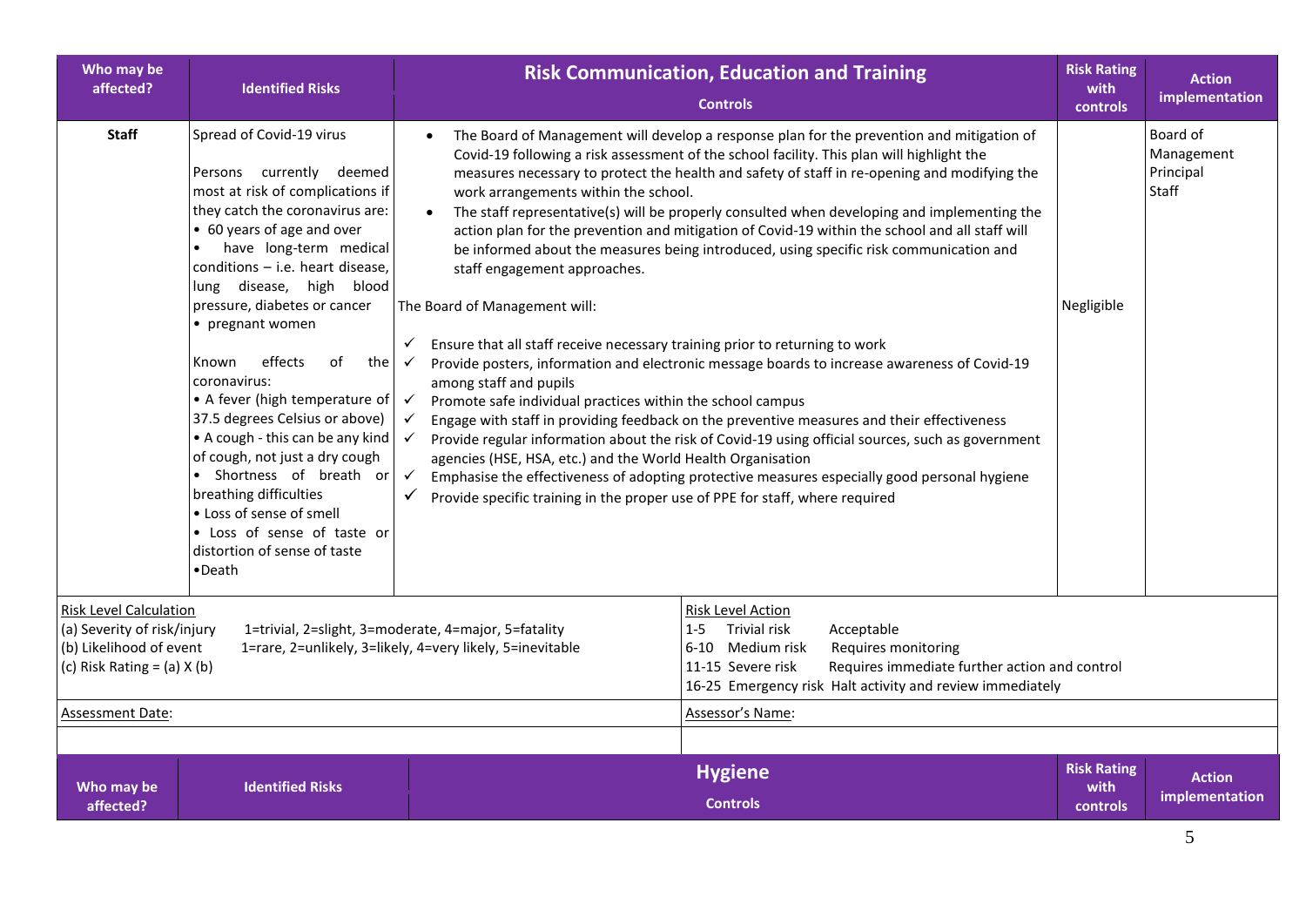| Who may be affected? | Identified Risks | **Risk Communication, Education and Training**<br>Controls | Risk Rating with controls | Action implementation |
|---|---|---|---|---|
| **Staff** | Spread of Covid-19 virus<br><br>Persons currently deemed most at risk of complications if they catch the coronavirus are:<br>• 60 years of age and over<br>• have long-term medical conditions – i.e. heart disease, lung disease, high blood pressure, diabetes or cancer<br>• pregnant women<br><br>Known effects of the coronavirus:<br>• A fever (high temperature of 37.5 degrees Celsius or above)<br>• A cough - this can be any kind of cough, not just a dry cough<br>• Shortness of breath or breathing difficulties<br>• Loss of sense of smell<br>• Loss of sense of taste or distortion of sense of taste<br>•Death | • The Board of Management will develop a response plan for the prevention and mitigation of Covid-19 following a risk assessment of the school facility. This plan will highlight the measures necessary to protect the health and safety of staff in re-opening and modifying the work arrangements within the school.<br>• The staff representative(s) will be properly consulted when developing and implementing the action plan for the prevention and mitigation of Covid-19 within the school and all staff will be informed about the measures being introduced, using specific risk communication and staff engagement approaches.<br><br>The Board of Management will:<br><br>✓ Ensure that all staff receive necessary training prior to returning to work<br>✓ Provide posters, information and electronic message boards to increase awareness of Covid-19 among staff and pupils<br>✓ Promote safe individual practices within the school campus<br>✓ Engage with staff in providing feedback on the preventive measures and their effectiveness<br>✓ Provide regular information about the risk of Covid-19 using official sources, such as government agencies (HSE, HSA, etc.) and the World Health Organisation<br>✓ Emphasise the effectiveness of adopting protective measures especially good personal hygiene<br>✓ Provide specific training in the proper use of PPE for staff, where required | Negligible | Board of Management<br>Principal<br>Staff |

| Risk Level Calculation | Risk Level Action |
|---|---|
| (a) Severity of risk/injury 1=trivial, 2=slight, 3=moderate, 4=major, 5=fatality<br>(b) Likelihood of event 1=rare, 2=unlikely, 3=likely, 4=very likely, 5=inevitable<br>(c) Risk Rating = (a) X (b) | 1-5 Trivial risk Acceptable<br>6-10 Medium risk Requires monitoring<br>11-15 Severe risk Requires immediate further action and control<br>16-25 Emergency risk Halt activity and review immediately |
| Assessment Date: | Assessor's Name: |
| | |

| Who may be affected? | Identified Risks | **Hygiene**<br>Controls | Risk Rating with controls | Action implementation |
|---|---|---|---|---|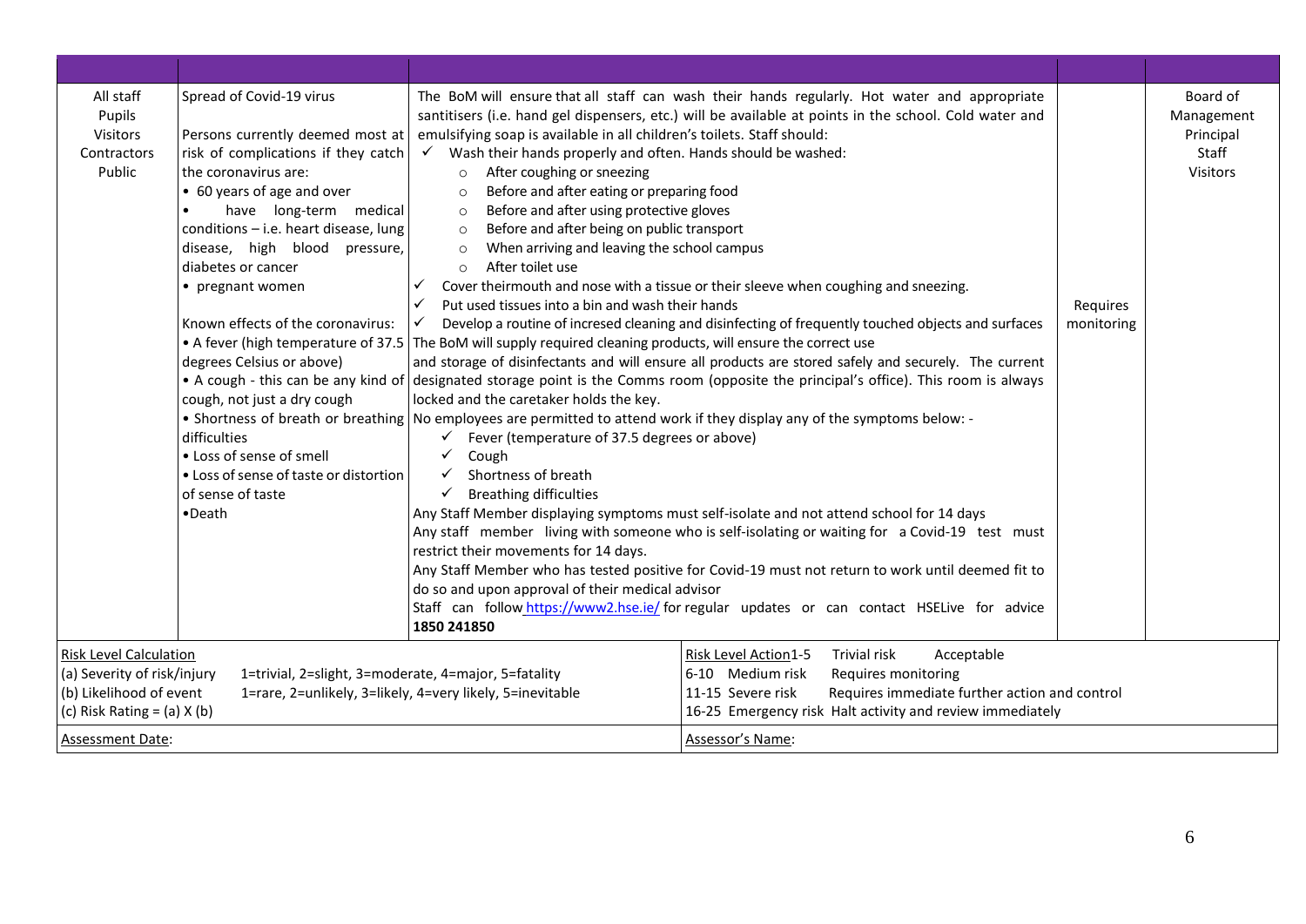| | | | | |
|---|---|---|---|---|
| All staff<br>Pupils<br>Visitors<br>Contractors<br>Public | Spread of Covid-19 virus<br><br>Persons currently deemed most at risk of complications if they catch the coronavirus are:<br>• 60 years of age and over<br>• have long-term medical conditions – i.e. heart disease, lung disease, high blood pressure, diabetes or cancer<br>• pregnant women<br><br>Known effects of the coronavirus:<br>• A fever (high temperature of 37.5 degrees Celsius or above)<br>• A cough - this can be any kind of cough, not just a dry cough<br>• Shortness of breath or breathing difficulties<br>• Loss of sense of smell<br>• Loss of sense of taste or distortion of sense of taste<br>•Death | The BoM will ensure that all staff can wash their hands regularly. Hot water and appropriate santitisers (i.e. hand gel dispensers, etc.) will be available at points in the school. Cold water and emulsifying soap is available in all children's toilets. Staff should:<br>✓ Wash their hands properly and often. Hands should be washed:<br>◦ After coughing or sneezing<br>◦ Before and after eating or preparing food<br>◦ Before and after using protective gloves<br>◦ Before and after being on public transport<br>◦ When arriving and leaving the school campus<br>◦ After toilet use<br>✓ Cover theirmouth and nose with a tissue or their sleeve when coughing and sneezing.<br>✓ Put used tissues into a bin and wash their hands<br>✓ Develop a routine of incresed cleaning and disinfecting of frequently touched objects and surfaces<br>The BoM will supply required cleaning products, will ensure the correct use and storage of disinfectants and will ensure all products are stored safely and securely. The current designated storage point is the Comms room (opposite the principal's office). This room is always locked and the caretaker holds the key.<br>No employees are permitted to attend work if they display any of the symptoms below: -<br>✓ Fever (temperature of 37.5 degrees or above)<br>✓ Cough<br>✓ Shortness of breath<br>✓ Breathing difficulties<br>Any Staff Member displaying symptoms must self-isolate and not attend school for 14 days<br>Any staff member living with someone who is self-isolating or waiting for a Covid-19 test must restrict their movements for 14 days.<br>Any Staff Member who has tested positive for Covid-19 must not return to work until deemed fit to do so and upon approval of their medical advisor<br>Staff can follow https://www2.hse.ie/ for regular updates or can contact HSELive for advice **1850 241850** | Requires monitoring | Board of Management<br>Principal<br>Staff<br>Visitors |

| Risk Level Calculation | | Risk Level Action | | |
|---|---|---|---|---|
| (a) Severity of risk/injury | 1=trivial, 2=slight, 3=moderate, 4=major, 5=fatality | 1-5 | Trivial risk | Acceptable |
| (b) Likelihood of event | 1=rare, 2=unlikely, 3=likely, 4=very likely, 5=inevitable | 6-10 | Medium risk | Requires monitoring |
| (c) Risk Rating = (a) X (b) | | 11-15 | Severe risk | Requires immediate further action and control |
| | | 16-25 | Emergency risk | Halt activity and review immediately |
| Assessment Date: | | Assessor's Name: | | |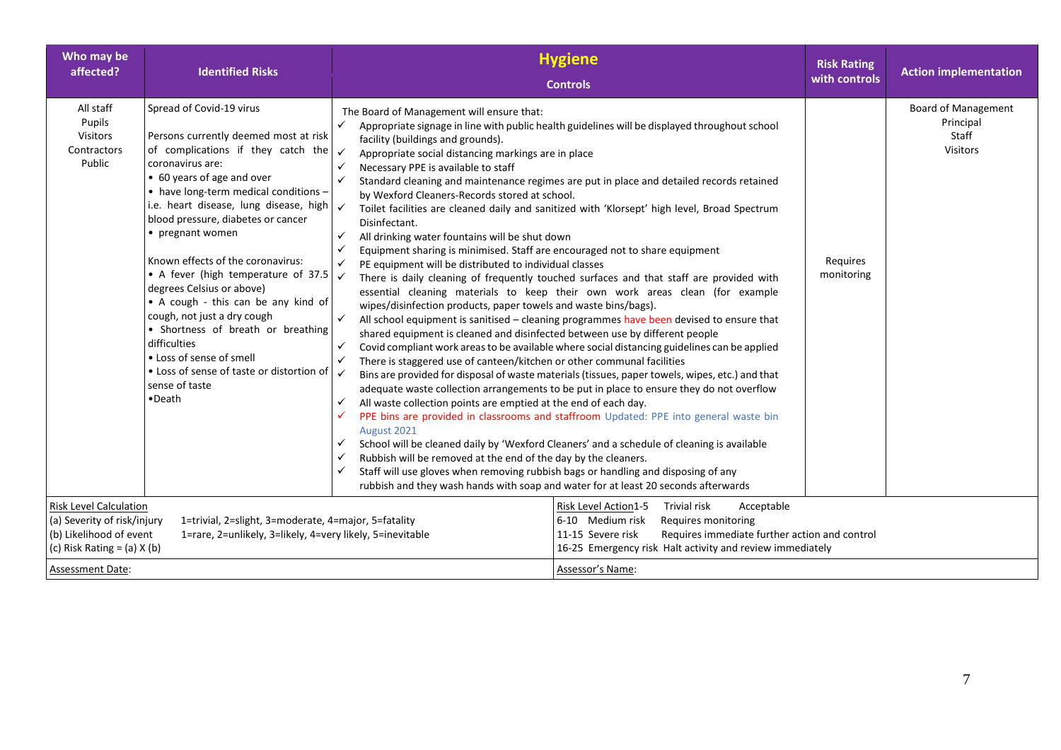| Who may be affected? | Identified Risks | **Hygiene**<br>Controls | Risk Rating with controls | Action implementation |
|---|---|---|---|---|
| All staff<br>Pupils<br>Visitors<br>Contractors<br>Public | Spread of Covid-19 virus<br><br>Persons currently deemed most at risk of complications if they catch the coronavirus are:<br>• 60 years of age and over<br>• have long-term medical conditions – i.e. heart disease, lung disease, high blood pressure, diabetes or cancer<br>• pregnant women<br><br>Known effects of the coronavirus:<br>• A fever (high temperature of 37.5 degrees Celsius or above)<br>• A cough - this can be any kind of cough, not just a dry cough<br>• Shortness of breath or breathing difficulties<br>• Loss of sense of smell<br>• Loss of sense of taste or distortion of sense of taste<br>•Death | The Board of Management will ensure that:<br>✓ Appropriate signage in line with public health guidelines will be displayed throughout school facility (buildings and grounds).<br>✓ Appropriate social distancing markings are in place<br>✓ Necessary PPE is available to staff<br>✓ Standard cleaning and maintenance regimes are put in place and detailed records retained by Wexford Cleaners-Records stored at school.<br>✓ Toilet facilities are cleaned daily and sanitized with 'Klorsept' high level, Broad Spectrum Disinfectant.<br>✓ All drinking water fountains will be shut down<br>✓ Equipment sharing is minimised. Staff are encouraged not to share equipment<br>✓ PE equipment will be distributed to individual classes<br>✓ There is daily cleaning of frequently touched surfaces and that staff are provided with essential cleaning materials to keep their own work areas clean (for example wipes/disinfection products, paper towels and waste bins/bags).<br>✓ All school equipment is sanitised – cleaning programmes have been devised to ensure that shared equipment is cleaned and disinfected between use by different people<br>✓ Covid compliant work areas to be available where social distancing guidelines can be applied<br>✓ There is staggered use of canteen/kitchen or other communal facilities<br>✓ Bins are provided for disposal of waste materials (tissues, paper towels, wipes, etc.) and that adequate waste collection arrangements to be put in place to ensure they do not overflow<br>✓ All waste collection points are emptied at the end of each day.<br>✓ PPE bins are provided in classrooms and staffroom Updated: PPE into general waste bin August 2021<br>✓ School will be cleaned daily by 'Wexford Cleaners' and a schedule of cleaning is available<br>✓ Rubbish will be removed at the end of the day by the cleaners.<br>✓ Staff will use gloves when removing rubbish bags or handling and disposing of any rubbish and they wash hands with soap and water for at least 20 seconds afterwards | Requires monitoring | Board of Management<br>Principal<br>Staff<br>Visitors |

| Risk Level Calculation | | Risk Level Action | |
|---|---|---|---|
| (a) Severity of risk/injury | 1=trivial, 2=slight, 3=moderate, 4=major, 5=fatality | 1-5 Trivial risk | Acceptable |
| (b) Likelihood of event | 1=rare, 2=unlikely, 3=likely, 4=very likely, 5=inevitable | 6-10 Medium risk | Requires monitoring |
| (c) Risk Rating = (a) X (b) | | 11-15 Severe risk | Requires immediate further action and control |
| | | 16-25 Emergency risk | Halt activity and review immediately |

Assessment Date:

Assessor's Name: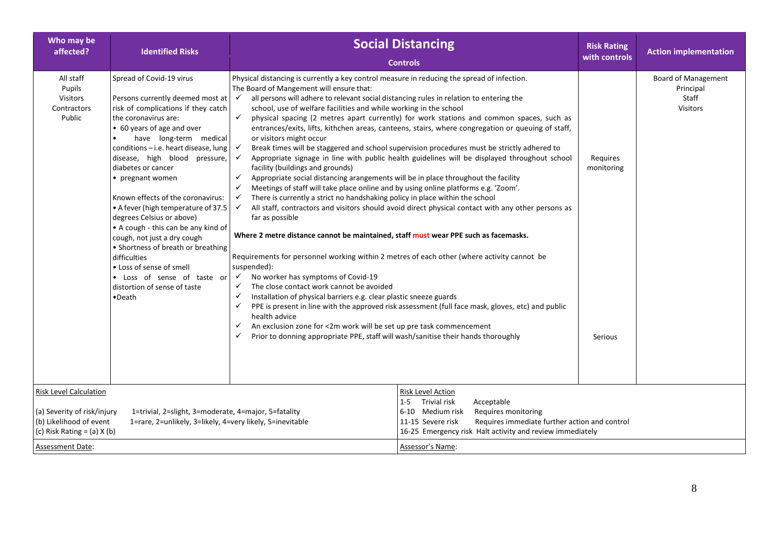| Who may be affected? | Identified Risks | **Social Distancing**<br>Controls | Risk Rating with controls | Action implementation |
|---|---|---|---|---|
| All staff<br>Pupils<br>Visitors<br>Contractors<br>Public | Spread of Covid-19 virus<br><br>Persons currently deemed most at risk of complications if they catch the coronavirus are:<br>• 60 years of age and over<br>• have long-term medical conditions – i.e. heart disease, lung disease, high blood pressure, diabetes or cancer<br>• pregnant women<br><br>Known effects of the coronavirus:<br>• A fever (high temperature of 37.5 degrees Celsius or above)<br>• A cough - this can be any kind of cough, not just a dry cough<br>• Shortness of breath or breathing difficulties<br>• Loss of sense of smell<br>• Loss of sense of taste or distortion of sense of taste<br>•Death | Physical distancing is currently a key control measure in reducing the spread of infection.<br>The Board of Mangement will ensure that:<br>✓ all persons will adhere to relevant social distancing rules in relation to entering the school, use of welfare facilities and while working in the school<br>✓ physical spacing (2 metres apart currently) for work stations and common spaces, such as entrances/exits, lifts, kithchen areas, canteens, stairs, where congregation or queuing of staff, or visitors might occur<br>✓ Break times will be staggered and school supervision procedures must be strictly adhered to<br>✓ Appropriate signage in line with public health guidelines will be displayed throughout school facility (buildings and grounds)<br>✓ Appropriate social distancing arangements will be in place throughout the facility<br>✓ Meetings of staff will take place online and by using online platforms e.g. 'Zoom'.<br>✓ There is currently a strict no handshaking policy in place within the school<br>✓ All staff, contractors and visitors should avoid direct physical contact with any other persons as far as possible<br><br>**Where 2 metre distance cannot be maintained, staff must wear PPE such as facemasks.**<br><br>Requirements for personnel working within 2 metres of each other (where activity cannot be suspended):<br>✓ No worker has symptoms of Covid-19<br>✓ The close contact work cannot be avoided<br>✓ Installation of physical barriers e.g. clear plastic sneeze guards<br>✓ PPE is present in line with the approved risk assessment (full face mask, gloves, etc) and public health advice<br>✓ An exclusion zone for <2m work will be set up pre task commencement<br>✓ Prior to donning appropriate PPE, staff will wash/sanitise their hands thoroughly | Requires monitoring<br><br><br><br>Serious | Board of Management<br>Principal<br>Staff<br>Visitors |

| Risk Level Calculation | Risk Level Action |
|---|---|
| (a) Severity of risk/injury 1=trivial, 2=slight, 3=moderate, 4=major, 5=fatality<br>(b) Likelihood of event 1=rare, 2=unlikely, 3=likely, 4=very likely, 5=inevitable<br>(c) Risk Rating = (a) X (b) | 1-5 Trivial risk Acceptable<br>6-10 Medium risk Requires monitoring<br>11-15 Severe risk Requires immediate further action and control<br>16-25 Emergency risk Halt activity and review immediately |
| Assessment Date: | Assessor's Name: |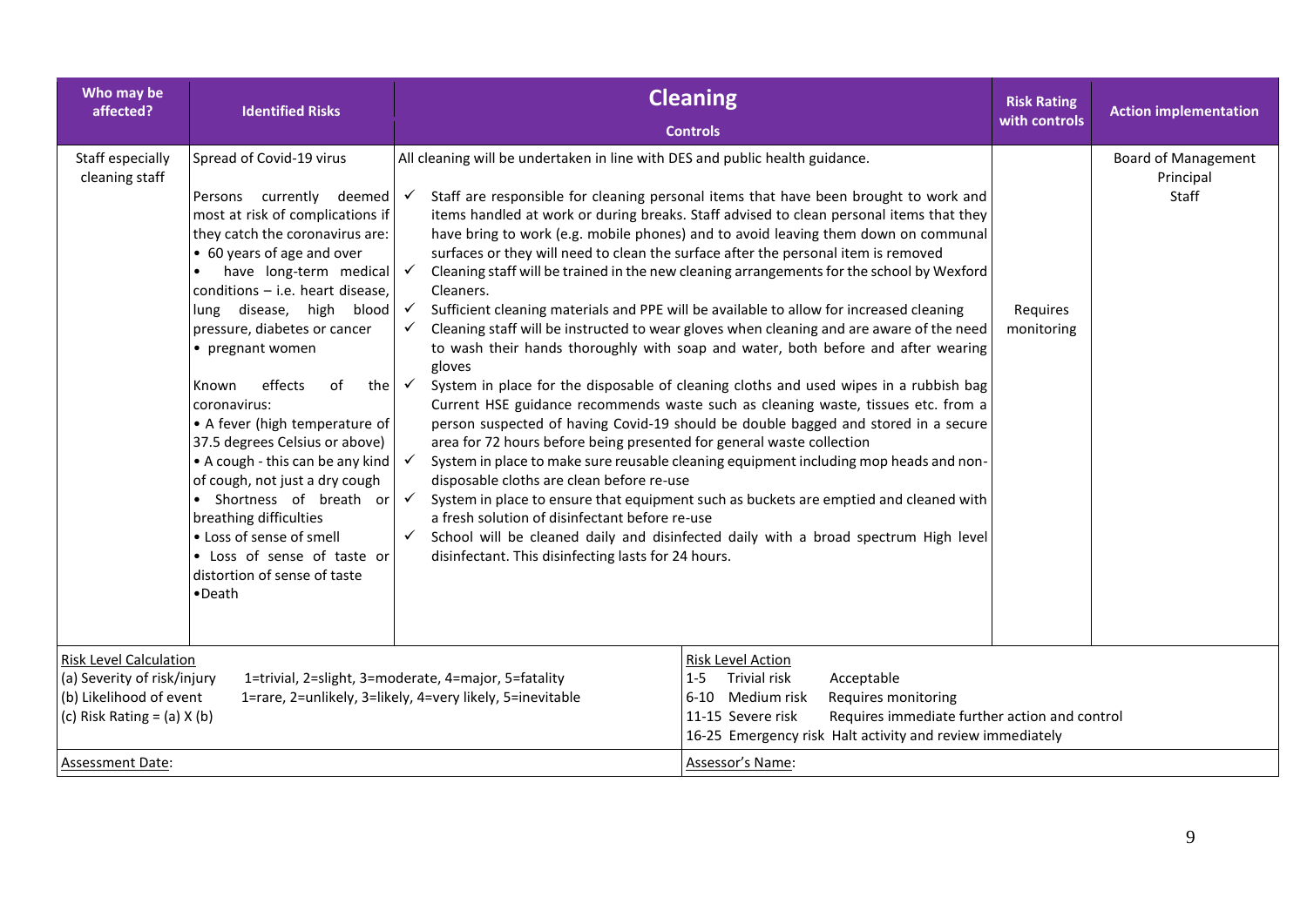| Who may be affected? | Identified Risks | **Cleaning**<br><br>Controls | Risk Rating with controls | Action implementation |
|---|---|---|---|---|
| Staff especially cleaning staff | Spread of Covid-19 virus<br><br>Persons currently deemed most at risk of complications if they catch the coronavirus are:<br>• 60 years of age and over<br>• have long-term medical conditions – i.e. heart disease, lung disease, high blood pressure, diabetes or cancer<br>• pregnant women<br><br>Known effects of the coronavirus:<br>• A fever (high temperature of 37.5 degrees Celsius or above)<br>• A cough - this can be any kind of cough, not just a dry cough<br>• Shortness of breath or breathing difficulties<br>• Loss of sense of smell<br>• Loss of sense of taste or distortion of sense of taste<br>•Death | All cleaning will be undertaken in line with DES and public health guidance.<br><br>✓ Staff are responsible for cleaning personal items that have been brought to work and items handled at work or during breaks. Staff advised to clean personal items that they have bring to work (e.g. mobile phones) and to avoid leaving them down on communal surfaces or they will need to clean the surface after the personal item is removed<br>✓ Cleaning staff will be trained in the new cleaning arrangements for the school by Wexford Cleaners.<br>✓ Sufficient cleaning materials and PPE will be available to allow for increased cleaning<br>✓ Cleaning staff will be instructed to wear gloves when cleaning and are aware of the need to wash their hands thoroughly with soap and water, both before and after wearing gloves<br>✓ System in place for the disposable of cleaning cloths and used wipes in a rubbish bag Current HSE guidance recommends waste such as cleaning waste, tissues etc. from a person suspected of having Covid-19 should be double bagged and stored in a secure area for 72 hours before being presented for general waste collection<br>✓ System in place to make sure reusable cleaning equipment including mop heads and non-disposable cloths are clean before re-use<br>✓ System in place to ensure that equipment such as buckets are emptied and cleaned with a fresh solution of disinfectant before re-use<br>✓ School will be cleaned daily and disinfected daily with a broad spectrum High level disinfectant. This disinfecting lasts for 24 hours. | Requires monitoring | Board of Management<br>Principal<br>Staff |

| Risk Level Calculation | | Risk Level Action | |
|---|---|---|---|
| (a) Severity of risk/injury | 1=trivial, 2=slight, 3=moderate, 4=major, 5=fatality | 1-5 Trivial risk | Acceptable |
| (b) Likelihood of event | 1=rare, 2=unlikely, 3=likely, 4=very likely, 5=inevitable | 6-10 Medium risk | Requires monitoring |
| (c) Risk Rating = (a) X (b) | | 11-15 Severe risk | Requires immediate further action and control |
| | | 16-25 Emergency risk | Halt activity and review immediately |
| Assessment Date: | | Assessor's Name: | |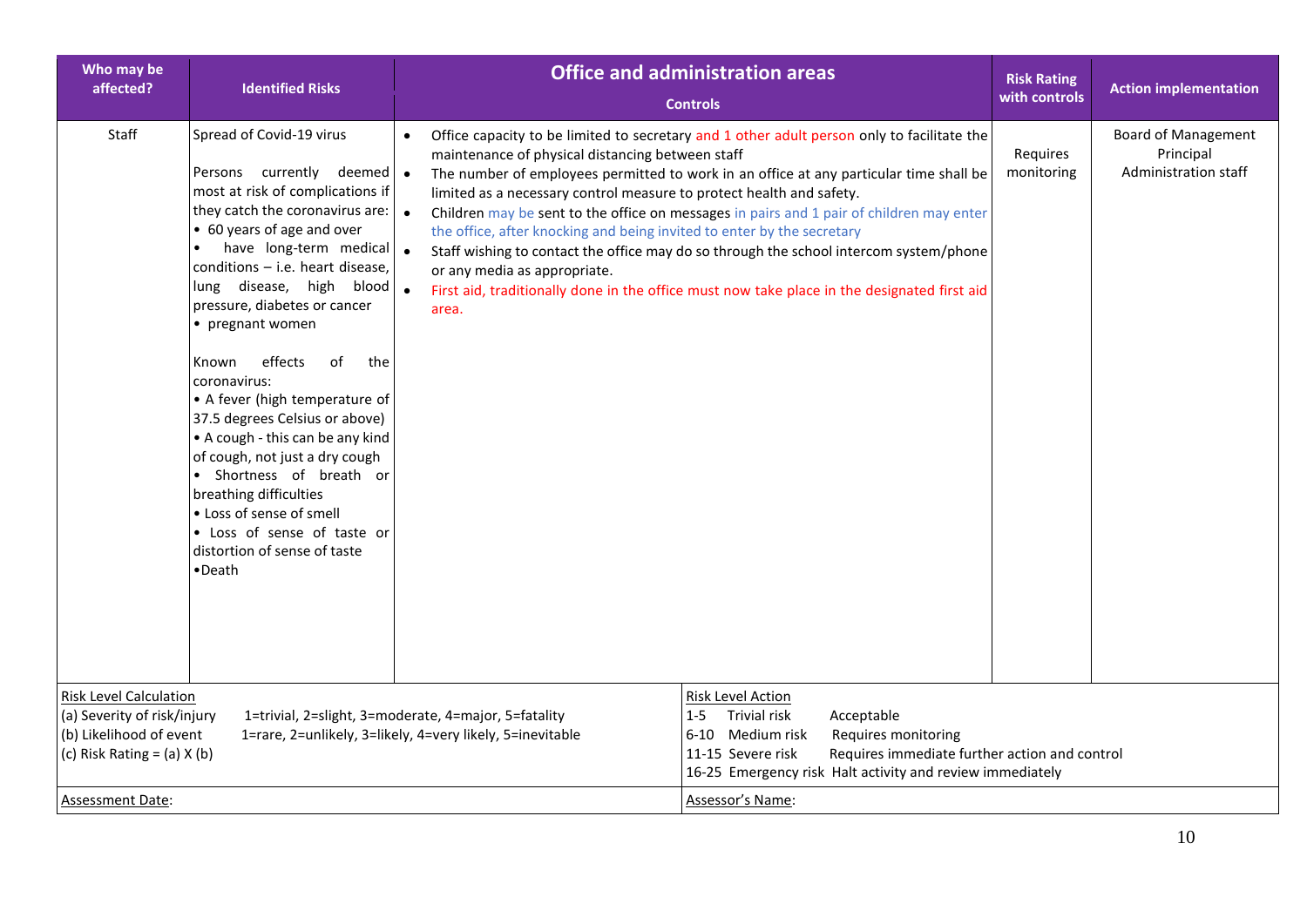| Who may be affected? | Identified Risks | Office and administration areas<br>Controls | Risk Rating with controls | Action implementation |
|---|---|---|---|---|
| Staff | Spread of Covid-19 virus<br><br>Persons currently deemed most at risk of complications if they catch the coronavirus are:<br>• 60 years of age and over<br>• have long-term medical conditions – i.e. heart disease, lung disease, high blood pressure, diabetes or cancer<br>• pregnant women<br><br>Known effects of the coronavirus:<br>• A fever (high temperature of 37.5 degrees Celsius or above)<br>• A cough - this can be any kind of cough, not just a dry cough<br>• Shortness of breath or breathing difficulties<br>• Loss of sense of smell<br>• Loss of sense of taste or distortion of sense of taste<br>•Death | • Office capacity to be limited to secretary and 1 other adult person only to facilitate the maintenance of physical distancing between staff<br>• The number of employees permitted to work in an office at any particular time shall be limited as a necessary control measure to protect health and safety.<br>• Children may be sent to the office on messages in pairs and 1 pair of children may enter the office, after knocking and being invited to enter by the secretary<br>• Staff wishing to contact the office may do so through the school intercom system/phone or any media as appropriate.<br>• First aid, traditionally done in the office must now take place in the designated first aid area. | Requires monitoring | Board of Management<br>Principal<br>Administration staff |

| Risk Level Calculation | Risk Level Action |
|---|---|
| (a) Severity of risk/injury 1=trivial, 2=slight, 3=moderate, 4=major, 5=fatality<br>(b) Likelihood of event 1=rare, 2=unlikely, 3=likely, 4=very likely, 5=inevitable<br>(c) Risk Rating = (a) X (b) | 1-5 Trivial risk Acceptable<br>6-10 Medium risk Requires monitoring<br>11-15 Severe risk Requires immediate further action and control<br>16-25 Emergency risk Halt activity and review immediately |
| Assessment Date: | Assessor's Name: |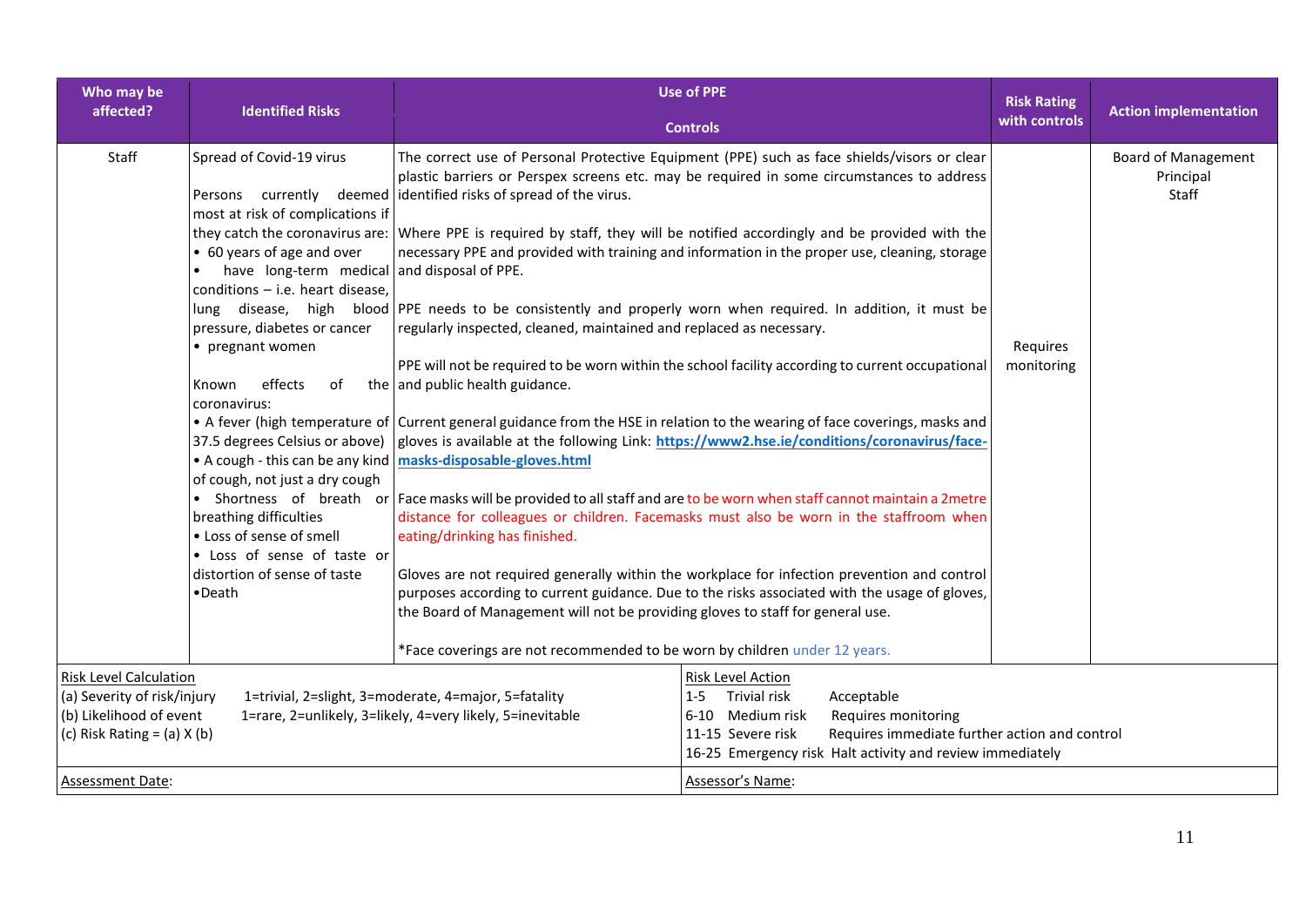| Who may be affected? | Identified Risks | Use of PPE<br><br>Controls | Risk Rating with controls | Action implementation |
|---|---|---|---|---|
| Staff | Spread of Covid-19 virus<br><br>Persons currently deemed most at risk of complications if they catch the coronavirus are:<br>• 60 years of age and over<br>• have long-term medical conditions – i.e. heart disease, lung disease, high blood pressure, diabetes or cancer<br>• pregnant women<br><br>Known effects of the coronavirus:<br>• A fever (high temperature of 37.5 degrees Celsius or above)<br>• A cough - this can be any kind of cough, not just a dry cough<br>• Shortness of breath or breathing difficulties<br>• Loss of sense of smell<br>• Loss of sense of taste or distortion of sense of taste<br>•Death | The correct use of Personal Protective Equipment (PPE) such as face shields/visors or clear plastic barriers or Perspex screens etc. may be required in some circumstances to address identified risks of spread of the virus.<br><br>Where PPE is required by staff, they will be notified accordingly and be provided with the necessary PPE and provided with training and information in the proper use, cleaning, storage and disposal of PPE.<br><br>PPE needs to be consistently and properly worn when required. In addition, it must be regularly inspected, cleaned, maintained and replaced as necessary.<br><br>PPE will not be required to be worn within the school facility according to current occupational and public health guidance.<br><br>Current general guidance from the HSE in relation to the wearing of face coverings, masks and gloves is available at the following Link: **https://www2.hse.ie/conditions/coronavirus/face-masks-disposable-gloves.html**<br><br>Face masks will be provided to all staff and are to be worn when staff cannot maintain a 2metre distance for colleagues or children. Facemasks must also be worn in the staffroom when eating/drinking has finished.<br><br>Gloves are not required generally within the workplace for infection prevention and control purposes according to current guidance. Due to the risks associated with the usage of gloves, the Board of Management will not be providing gloves to staff for general use.<br><br>*Face coverings are not recommended to be worn by children under 12 years. | Requires monitoring | Board of Management<br>Principal<br>Staff |

| Risk Level Calculation | | Risk Level Action | |
|---|---|---|---|
| (a) Severity of risk/injury | 1=trivial, 2=slight, 3=moderate, 4=major, 5=fatality | 1-5 Trivial risk | Acceptable |
| (b) Likelihood of event | 1=rare, 2=unlikely, 3=likely, 4=very likely, 5=inevitable | 6-10 Medium risk | Requires monitoring |
| (c) Risk Rating = (a) X (b) | | 11-15 Severe risk | Requires immediate further action and control |
| | | 16-25 Emergency risk | Halt activity and review immediately |
| Assessment Date: | | Assessor's Name: | |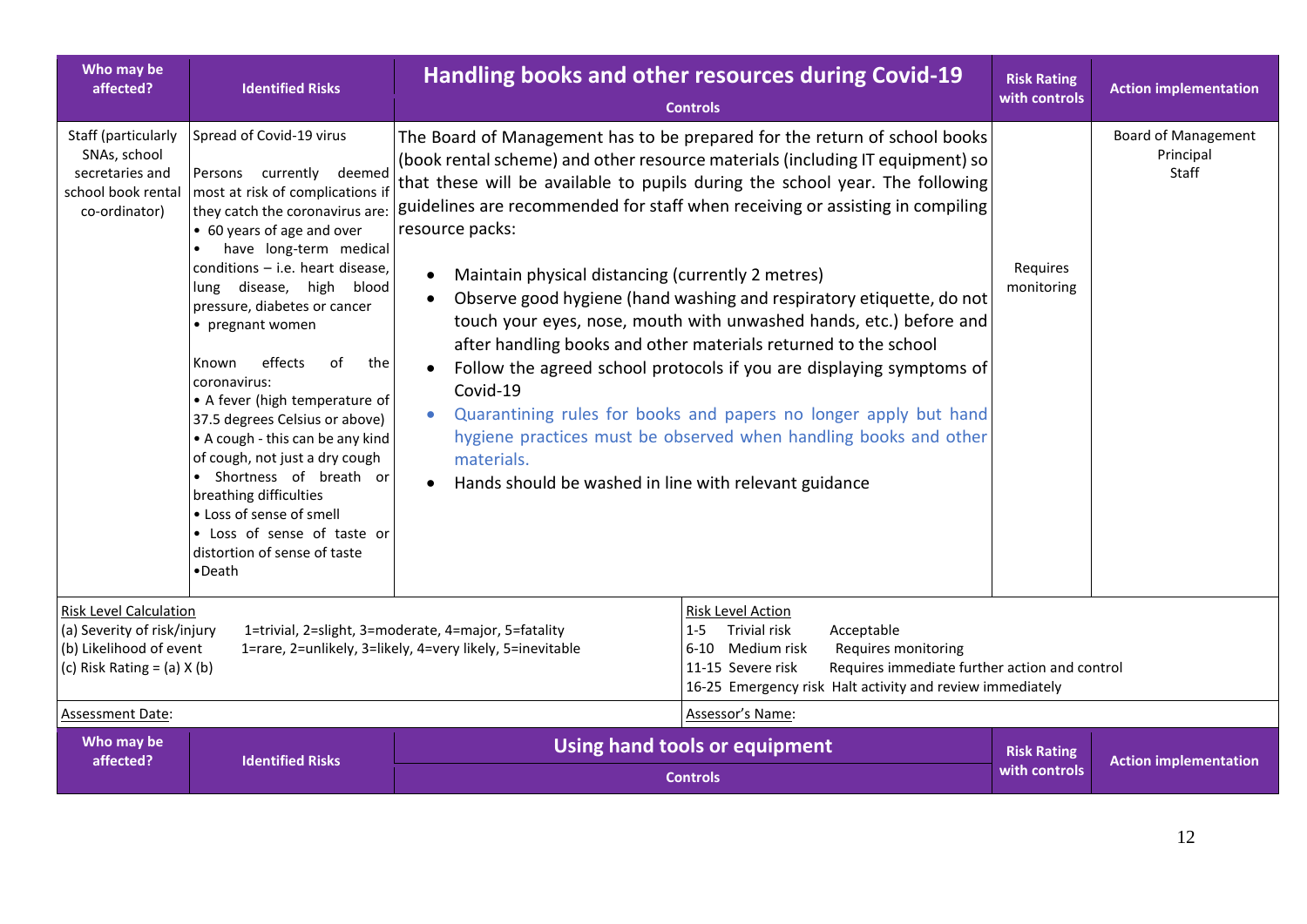| Who may be affected? | Identified Risks | Handling books and other resources during Covid-19<br>Controls | Risk Rating with controls | Action implementation |
|---|---|---|---|---|
| Staff (particularly SNAs, school secretaries and school book rental co-ordinator) | Spread of Covid-19 virus<br><br>Persons currently deemed most at risk of complications if they catch the coronavirus are:<br>• 60 years of age and over<br>• have long-term medical conditions – i.e. heart disease, lung disease, high blood pressure, diabetes or cancer<br>• pregnant women<br><br>Known effects of the coronavirus:<br>• A fever (high temperature of 37.5 degrees Celsius or above)<br>• A cough - this can be any kind of cough, not just a dry cough<br>• Shortness of breath or breathing difficulties<br>• Loss of sense of smell<br>• Loss of sense of taste or distortion of sense of taste<br>•Death | The Board of Management has to be prepared for the return of school books (book rental scheme) and other resource materials (including IT equipment) so that these will be available to pupils during the school year. The following guidelines are recommended for staff when receiving or assisting in compiling resource packs:<br><br>• Maintain physical distancing (currently 2 metres)<br>• Observe good hygiene (hand washing and respiratory etiquette, do not touch your eyes, nose, mouth with unwashed hands, etc.) before and after handling books and other materials returned to the school<br>• Follow the agreed school protocols if you are displaying symptoms of Covid-19<br>• Quarantining rules for books and papers no longer apply but hand hygiene practices must be observed when handling books and other materials.<br>• Hands should be washed in line with relevant guidance | Requires monitoring | Board of Management<br>Principal<br>Staff |

| Risk Level Calculation | | Risk Level Action | | |
|---|---|---|---|---|
| (a) Severity of risk/injury | 1=trivial, 2=slight, 3=moderate, 4=major, 5=fatality | 1-5 | Trivial risk | Acceptable |
| (b) Likelihood of event | 1=rare, 2=unlikely, 3=likely, 4=very likely, 5=inevitable | 6-10 | Medium risk | Requires monitoring |
| (c) Risk Rating = (a) X (b) | | 11-15 | Severe risk | Requires immediate further action and control |
| | | 16-25 | Emergency risk | Halt activity and review immediately |
| Assessment Date: | | Assessor's Name: | | |

| Who may be affected? | Identified Risks | Using hand tools or equipment<br>Controls | Risk Rating with controls | Action implementation |
|---|---|---|---|---|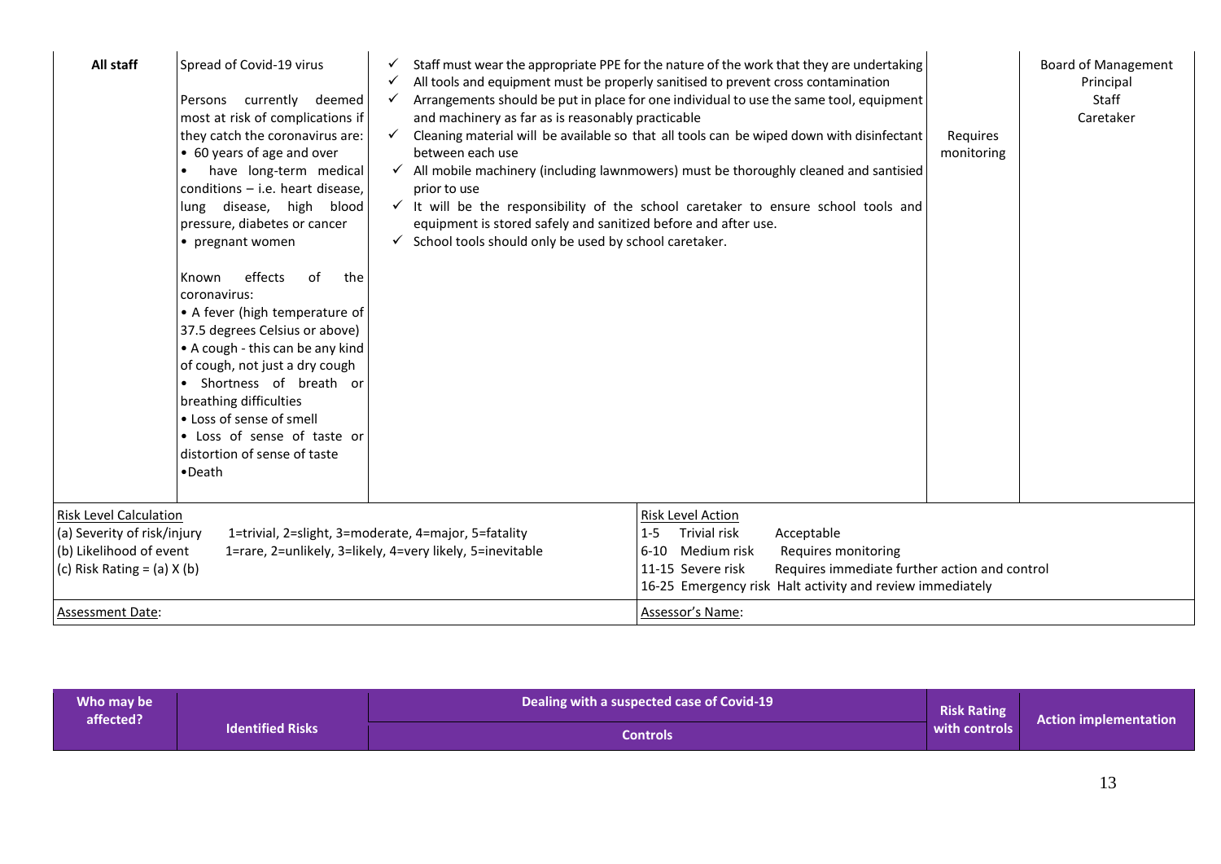| All staff | Spread of Covid-19 virus<br><br>Persons currently deemed most at risk of complications if they catch the coronavirus are:<br>• 60 years of age and over<br>• have long-term medical conditions – i.e. heart disease, lung disease, high blood pressure, diabetes or cancer<br>• pregnant women<br><br>Known effects of the coronavirus:<br>• A fever (high temperature of 37.5 degrees Celsius or above)<br>• A cough - this can be any kind of cough, not just a dry cough<br>• Shortness of breath or breathing difficulties<br>• Loss of sense of smell<br>• Loss of sense of taste or distortion of sense of taste<br>•Death | ✓ Staff must wear the appropriate PPE for the nature of the work that they are undertaking<br>✓ All tools and equipment must be properly sanitised to prevent cross contamination<br>✓ Arrangements should be put in place for one individual to use the same tool, equipment and machinery as far as is reasonably practicable<br>✓ Cleaning material will be available so that all tools can be wiped down with disinfectant between each use<br>✓ All mobile machinery (including lawnmowers) must be thoroughly cleaned and santisied prior to use<br>✓ It will be the responsibility of the school caretaker to ensure school tools and equipment is stored safely and sanitized before and after use.<br>✓ School tools should only be used by school caretaker. | Requires monitoring | Board of Management<br>Principal<br>Staff<br>Caretaker |
|---|---|---|---|---|

| Risk Level Calculation | | Risk Level Action | | |
|---|---|---|---|---|
| (a) Severity of risk/injury | 1=trivial, 2=slight, 3=moderate, 4=major, 5=fatality | 1-5 | Trivial risk | Acceptable |
| (b) Likelihood of event | 1=rare, 2=unlikely, 3=likely, 4=very likely, 5=inevitable | 6-10 | Medium risk | Requires monitoring |
| (c) Risk Rating = (a) X (b) | | 11-15 | Severe risk | Requires immediate further action and control |
| | | 16-25 | Emergency risk | Halt activity and review immediately |
| Assessment Date: | | Assessor's Name: | | |

| Who may be affected? | Identified Risks | Dealing with a suspected case of Covid-19<br>Controls | Risk Rating with controls | Action implementation |
|---|---|---|---|---|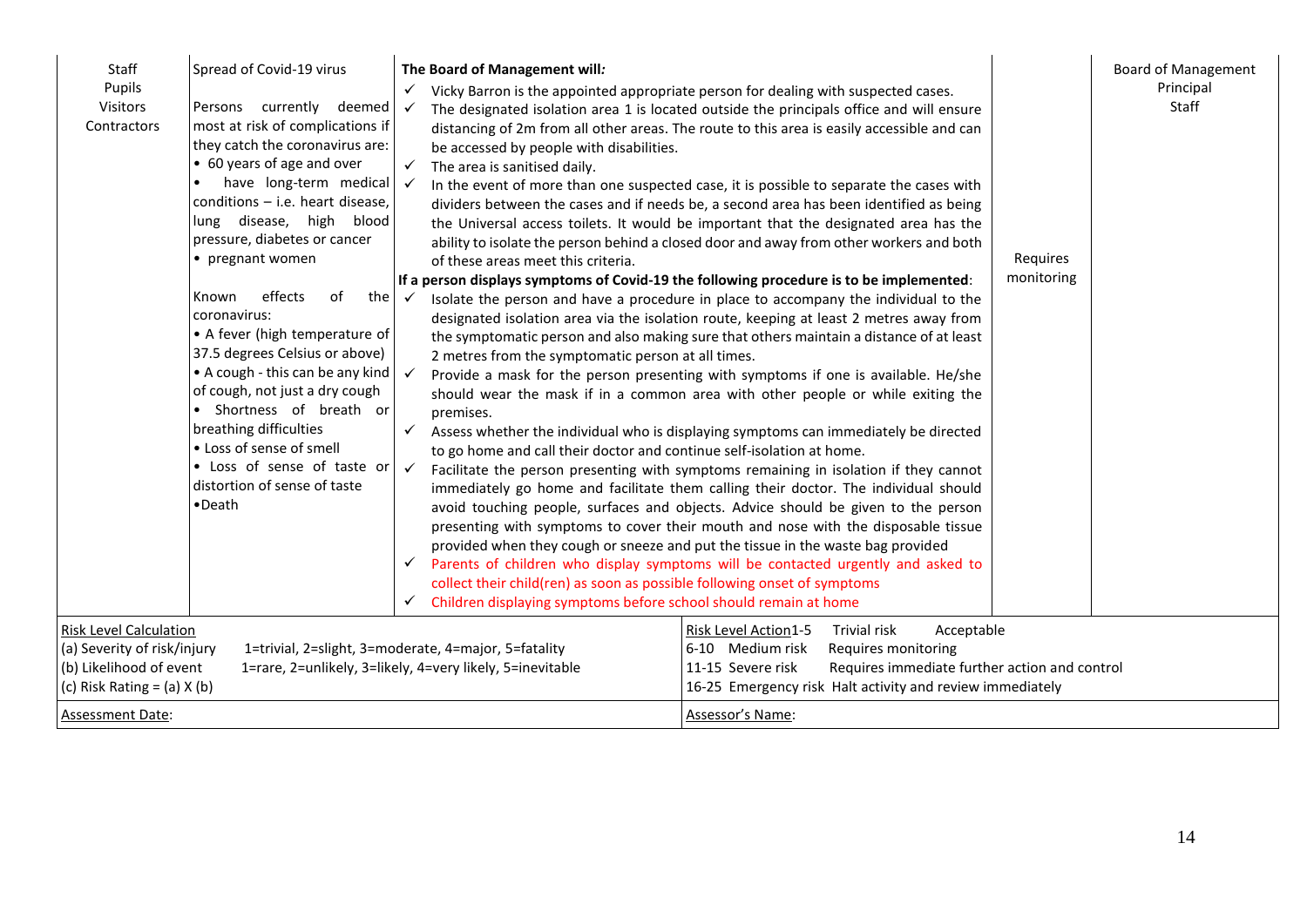| | | | | |
|---|---|---|---|---|
| Staff<br>Pupils<br>Visitors<br>Contractors | Spread of Covid-19 virus<br><br>Persons currently deemed most at risk of complications if they catch the coronavirus are:<br>• 60 years of age and over<br>• have long-term medical conditions – i.e. heart disease, lung disease, high blood pressure, diabetes or cancer<br>• pregnant women<br><br>Known effects of the coronavirus:<br>• A fever (high temperature of 37.5 degrees Celsius or above)<br>• A cough - this can be any kind of cough, not just a dry cough<br>• Shortness of breath or breathing difficulties<br>• Loss of sense of smell<br>• Loss of sense of taste or distortion of sense of taste<br>•Death | ***The Board of Management will:***<br>✓ Vicky Barron is the appointed appropriate person for dealing with suspected cases.<br>✓ The designated isolation area 1 is located outside the principals office and will ensure distancing of 2m from all other areas. The route to this area is easily accessible and can be accessed by people with disabilities.<br>✓ The area is sanitised daily.<br>✓ In the event of more than one suspected case, it is possible to separate the cases with dividers between the cases and if needs be, a second area has been identified as being the Universal access toilets. It would be important that the designated area has the ability to isolate the person behind a closed door and away from other workers and both of these areas meet this criteria.<br>**If a person displays symptoms of Covid-19 the following procedure is to be implemented**:<br>✓ Isolate the person and have a procedure in place to accompany the individual to the designated isolation area via the isolation route, keeping at least 2 metres away from the symptomatic person and also making sure that others maintain a distance of at least 2 metres from the symptomatic person at all times.<br>✓ Provide a mask for the person presenting with symptoms if one is available. He/she should wear the mask if in a common area with other people or while exiting the premises.<br>✓ Assess whether the individual who is displaying symptoms can immediately be directed to go home and call their doctor and continue self-isolation at home.<br>✓ Facilitate the person presenting with symptoms remaining in isolation if they cannot immediately go home and facilitate them calling their doctor. The individual should avoid touching people, surfaces and objects. Advice should be given to the person presenting with symptoms to cover their mouth and nose with the disposable tissue provided when they cough or sneeze and put the tissue in the waste bag provided<br>✓ Parents of children who display symptoms will be contacted urgently and asked to collect their child(ren) as soon as possible following onset of symptoms<br>✓ Children displaying symptoms before school should remain at home | Requires monitoring | Board of Management<br>Principal<br>Staff |

| Risk Level Calculation | | Risk Level Action | |
|---|---|---|---|
| (a) Severity of risk/injury | 1=trivial, 2=slight, 3=moderate, 4=major, 5=fatality | 1-5 Trivial risk | Acceptable |
| (b) Likelihood of event | 1=rare, 2=unlikely, 3=likely, 4=very likely, 5=inevitable | 6-10 Medium risk | Requires monitoring |
| (c) Risk Rating = (a) X (b) | | 11-15 Severe risk | Requires immediate further action and control |
| | | 16-25 Emergency risk | Halt activity and review immediately |
| Assessment Date: | | Assessor's Name: | |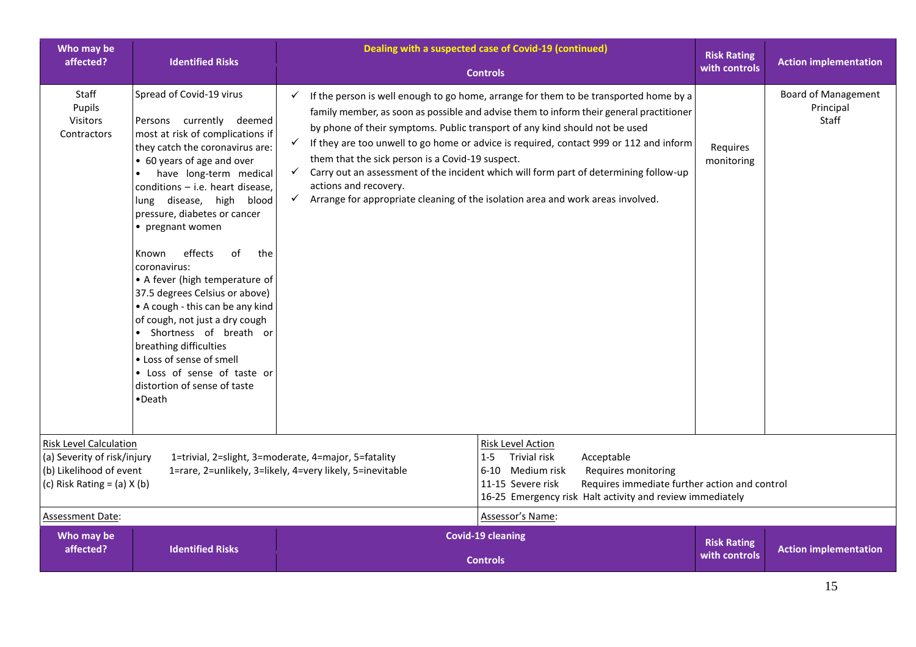| Who may be affected? | Identified Risks | Dealing with a suspected case of Covid-19 (continued)<br><br>Controls | Risk Rating with controls | Action implementation |
|---|---|---|---|---|
| Staff<br>Pupils<br>Visitors<br>Contractors | Spread of Covid-19 virus<br><br>Persons currently deemed most at risk of complications if they catch the coronavirus are:<br>• 60 years of age and over<br>• have long-term medical conditions – i.e. heart disease, lung disease, high blood pressure, diabetes or cancer<br>• pregnant women<br><br>Known effects of the coronavirus:<br>• A fever (high temperature of 37.5 degrees Celsius or above)<br>• A cough - this can be any kind of cough, not just a dry cough<br>• Shortness of breath or breathing difficulties<br>• Loss of sense of smell<br>• Loss of sense of taste or distortion of sense of taste<br>•Death | ✓ If the person is well enough to go home, arrange for them to be transported home by a family member, as soon as possible and advise them to inform their general practitioner by phone of their symptoms. Public transport of any kind should not be used<br>✓ If they are too unwell to go home or advice is required, contact 999 or 112 and inform them that the sick person is a Covid-19 suspect.<br>✓ Carry out an assessment of the incident which will form part of determining follow-up actions and recovery.<br>✓ Arrange for appropriate cleaning of the isolation area and work areas involved. | Requires monitoring | Board of Management<br>Principal<br>Staff |

| Risk Level Calculation | | Risk Level Action | |
|---|---|---|---|
| (a) Severity of risk/injury | 1=trivial, 2=slight, 3=moderate, 4=major, 5=fatality | 1-5 Trivial risk | Acceptable |
| (b) Likelihood of event | 1=rare, 2=unlikely, 3=likely, 4=very likely, 5=inevitable | 6-10 Medium risk | Requires monitoring |
| (c) Risk Rating = (a) X (b) | | 11-15 Severe risk | Requires immediate further action and control |
| | | 16-25 Emergency risk | Halt activity and review immediately |
| Assessment Date: | | Assessor's Name: | |

| Who may be affected? | Identified Risks | Covid-19 cleaning<br><br>Controls | Risk Rating with controls | Action implementation |
|---|---|---|---|---|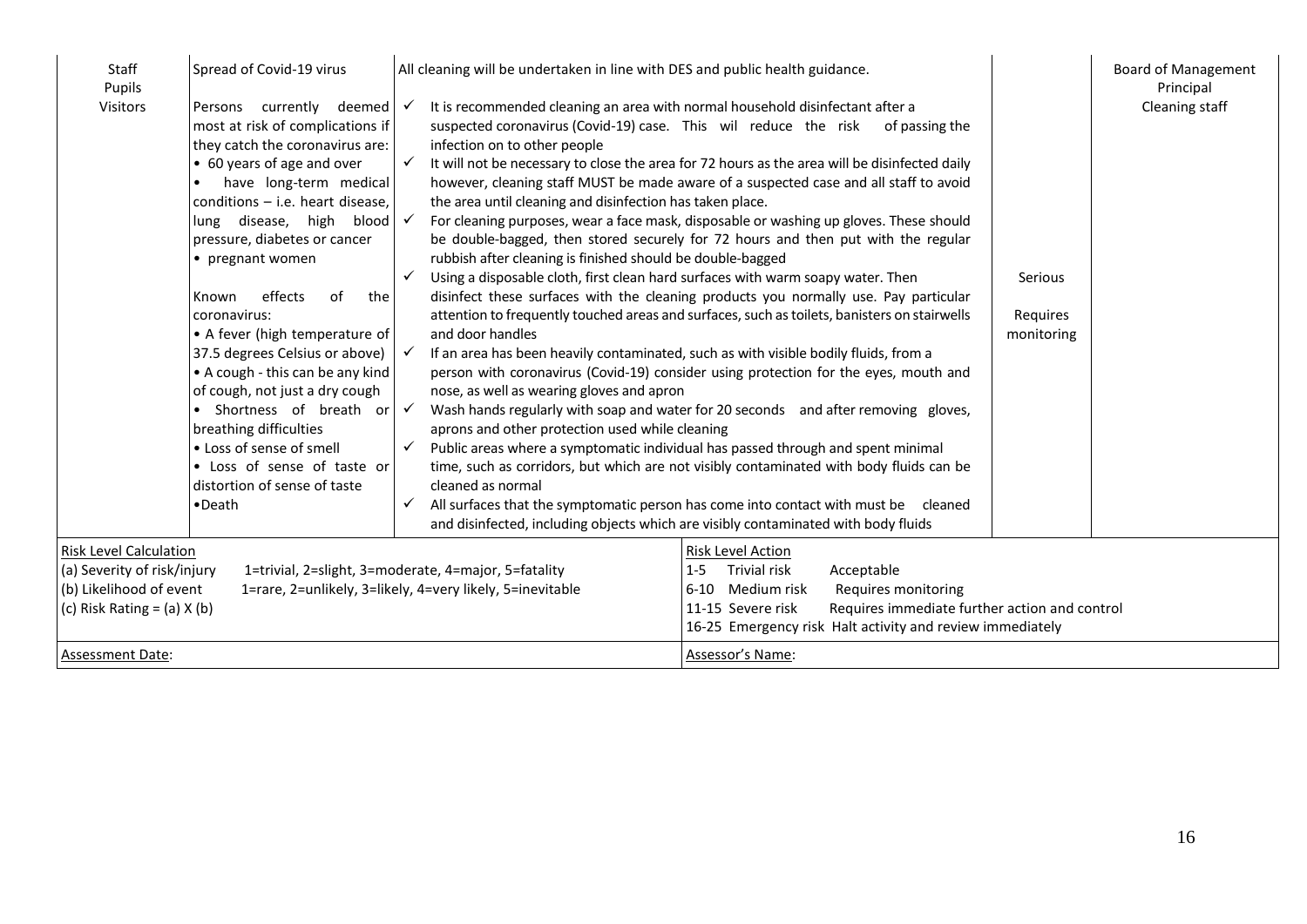| Staff<br>Pupils<br>Visitors | Spread of Covid-19 virus<br><br>Persons currently deemed most at risk of complications if they catch the coronavirus are:<br>• 60 years of age and over<br>• have long-term medical conditions – i.e. heart disease, lung disease, high blood pressure, diabetes or cancer<br>• pregnant women<br><br>Known effects of the coronavirus:<br>• A fever (high temperature of 37.5 degrees Celsius or above)<br>• A cough - this can be any kind of cough, not just a dry cough<br>• Shortness of breath or breathing difficulties<br>• Loss of sense of smell<br>• Loss of sense of taste or distortion of sense of taste<br>•Death | All cleaning will be undertaken in line with DES and public health guidance.<br><br>✓ It is recommended cleaning an area with normal household disinfectant after a suspected coronavirus (Covid-19) case. This wil reduce the risk of passing the infection on to other people<br>✓ It will not be necessary to close the area for 72 hours as the area will be disinfected daily however, cleaning staff MUST be made aware of a suspected case and all staff to avoid the area until cleaning and disinfection has taken place.<br>✓ For cleaning purposes, wear a face mask, disposable or washing up gloves. These should be double-bagged, then stored securely for 72 hours and then put with the regular rubbish after cleaning is finished should be double-bagged<br>✓ Using a disposable cloth, first clean hard surfaces with warm soapy water. Then disinfect these surfaces with the cleaning products you normally use. Pay particular attention to frequently touched areas and surfaces, such as toilets, banisters on stairwells and door handles<br>✓ If an area has been heavily contaminated, such as with visible bodily fluids, from a person with coronavirus (Covid-19) consider using protection for the eyes, mouth and nose, as well as wearing gloves and apron<br>✓ Wash hands regularly with soap and water for 20 seconds and after removing gloves, aprons and other protection used while cleaning<br>✓ Public areas where a symptomatic individual has passed through and spent minimal time, such as corridors, but which are not visibly contaminated with body fluids can be cleaned as normal<br>✓ All surfaces that the symptomatic person has come into contact with must be cleaned and disinfected, including objects which are visibly contaminated with body fluids | Serious<br><br>Requires monitoring | Board of Management<br>Principal<br>Cleaning staff |
|---|---|---|---|---|

| Risk Level Calculation | | Risk Level Action | |
|---|---|---|---|
| (a) Severity of risk/injury | 1=trivial, 2=slight, 3=moderate, 4=major, 5=fatality | 1-5 Trivial risk | Acceptable |
| (b) Likelihood of event | 1=rare, 2=unlikely, 3=likely, 4=very likely, 5=inevitable | 6-10 Medium risk | Requires monitoring |
| (c) Risk Rating = (a) X (b) | | 11-15 Severe risk | Requires immediate further action and control |
| | | 16-25 Emergency risk | Halt activity and review immediately |
| Assessment Date: | | Assessor's Name: | |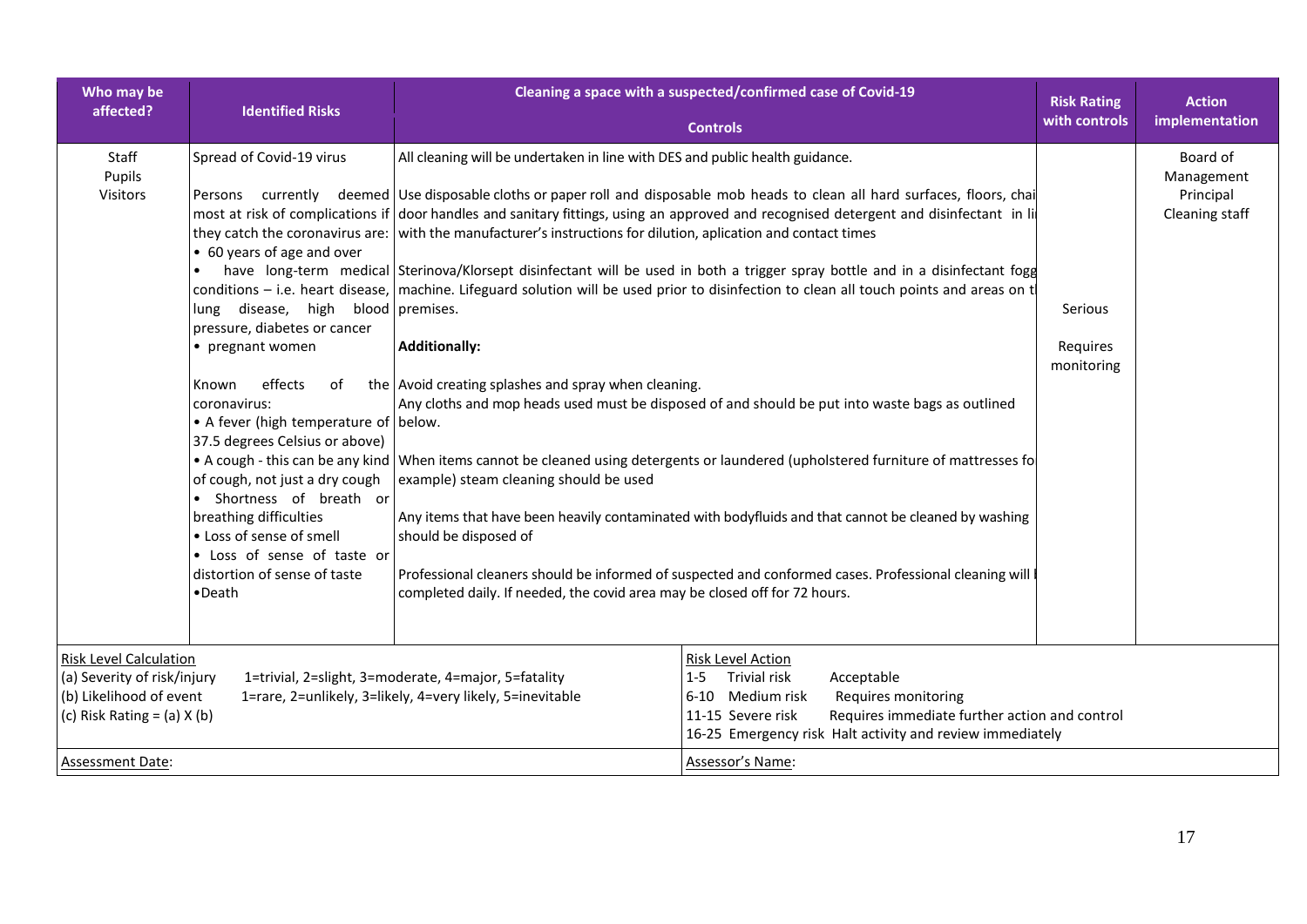| Who may be affected? | Identified Risks | Cleaning a space with a suspected/confirmed case of Covid-19<br><br>Controls | Risk Rating with controls | Action implementation |
|---|---|---|---|---|
| Staff<br>Pupils<br>Visitors | Spread of Covid-19 virus<br><br>Persons currently deemed most at risk of complications if they catch the coronavirus are:<br>• 60 years of age and over<br>• have long-term medical conditions – i.e. heart disease, lung disease, high blood pressure, diabetes or cancer<br>• pregnant women<br><br>Known effects of the coronavirus:<br>• A fever (high temperature of 37.5 degrees Celsius or above)<br>• A cough - this can be any kind of cough, not just a dry cough<br>• Shortness of breath or breathing difficulties<br>• Loss of sense of smell<br>• Loss of sense of taste or distortion of sense of taste<br>•Death | All cleaning will be undertaken in line with DES and public health guidance.<br><br>Use disposable cloths or paper roll and disposable mob heads to clean all hard surfaces, floors, chai door handles and sanitary fittings, using an approved and recognised detergent and disinfectant in li with the manufacturer's instructions for dilution, aplication and contact times<br><br>Sterinova/Klorsept disinfectant will be used in both a trigger spray bottle and in a disinfectant fogg machine. Lifeguard solution will be used prior to disinfection to clean all touch points and areas on t premises.<br><br>**Additionally:**<br><br>Avoid creating splashes and spray when cleaning.<br>Any cloths and mop heads used must be disposed of and should be put into waste bags as outlined below.<br><br>When items cannot be cleaned using detergents or laundered (upholstered furniture of mattresses fo example) steam cleaning should be used<br><br>Any items that have been heavily contaminated with bodyfluids and that cannot be cleaned by washing should be disposed of<br><br>Professional cleaners should be informed of suspected and conformed cases. Professional cleaning will completed daily. If needed, the covid area may be closed off for 72 hours. | Serious<br><br>Requires monitoring | Board of Management<br>Principal<br>Cleaning staff |

| Risk Level Calculation | Risk Level Action |
|---|---|
| (a) Severity of risk/injury 1=trivial, 2=slight, 3=moderate, 4=major, 5=fatality<br>(b) Likelihood of event 1=rare, 2=unlikely, 3=likely, 4=very likely, 5=inevitable<br>(c) Risk Rating = (a) X (b) | 1-5 Trivial risk Acceptable<br>6-10 Medium risk Requires monitoring<br>11-15 Severe risk Requires immediate further action and control<br>16-25 Emergency risk Halt activity and review immediately |
| Assessment Date: | Assessor's Name: |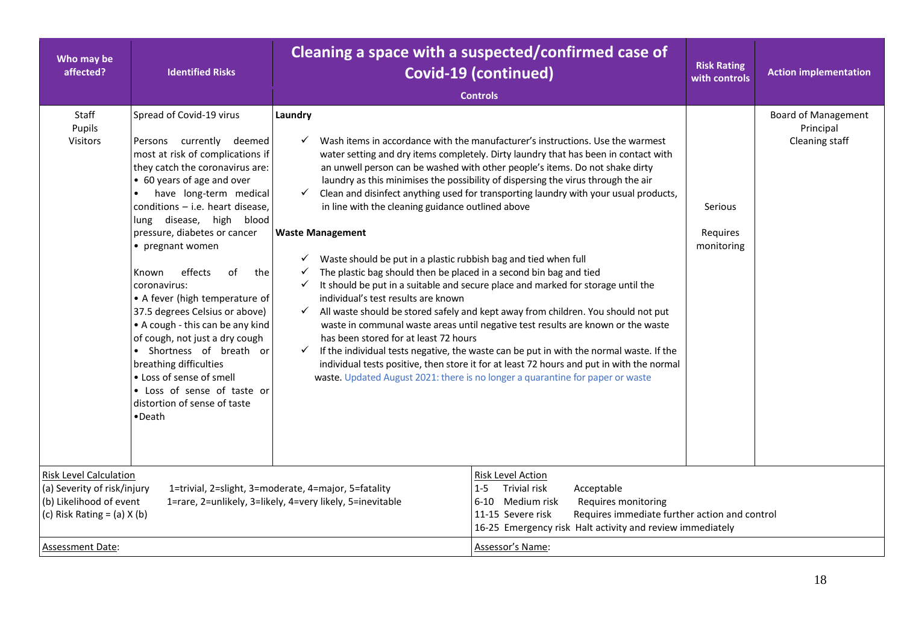| Who may be affected? | Identified Risks | Cleaning a space with a suspected/confirmed case of Covid-19 (continued)<br><br>Controls | Risk Rating with controls | Action implementation |
|---|---|---|---|---|
| Staff<br>Pupils<br>Visitors | Spread of Covid-19 virus<br><br>Persons currently deemed most at risk of complications if they catch the coronavirus are:<br>• 60 years of age and over<br>• have long-term medical conditions – i.e. heart disease, lung disease, high blood pressure, diabetes or cancer<br>• pregnant women<br><br>Known effects of the coronavirus:<br>• A fever (high temperature of 37.5 degrees Celsius or above)<br>• A cough - this can be any kind of cough, not just a dry cough<br>• Shortness of breath or breathing difficulties<br>• Loss of sense of smell<br>• Loss of sense of taste or distortion of sense of taste<br>•Death | **Laundry**<br><br>✓ Wash items in accordance with the manufacturer's instructions. Use the warmest water setting and dry items completely. Dirty laundry that has been in contact with an unwell person can be washed with other people's items. Do not shake dirty laundry as this minimises the possibility of dispersing the virus through the air<br>✓ Clean and disinfect anything used for transporting laundry with your usual products, in line with the cleaning guidance outlined above<br><br>**Waste Management**<br><br>✓ Waste should be put in a plastic rubbish bag and tied when full<br>✓ The plastic bag should then be placed in a second bin bag and tied<br>✓ It should be put in a suitable and secure place and marked for storage until the individual's test results are known<br>✓ All waste should be stored safely and kept away from children. You should not put waste in communal waste areas until negative test results are known or the waste has been stored for at least 72 hours<br>✓ If the individual tests negative, the waste can be put in with the normal waste. If the individual tests positive, then store it for at least 72 hours and put in with the normal waste. Updated August 2021: there is no longer a quarantine for paper or waste | Serious<br><br>Requires monitoring | Board of Management<br>Principal<br>Cleaning staff |

Risk Level Calculation
(a) Severity of risk/injury 1=trivial, 2=slight, 3=moderate, 4=major, 5=fatality
(b) Likelihood of event 1=rare, 2=unlikely, 3=likely, 4=very likely, 5=inevitable
(c) Risk Rating = (a) X (b)

Risk Level Action
1-5 Trivial risk Acceptable
6-10 Medium risk Requires monitoring
11-15 Severe risk Requires immediate further action and control
16-25 Emergency risk Halt activity and review immediately

Assessment Date:

Assessor's Name: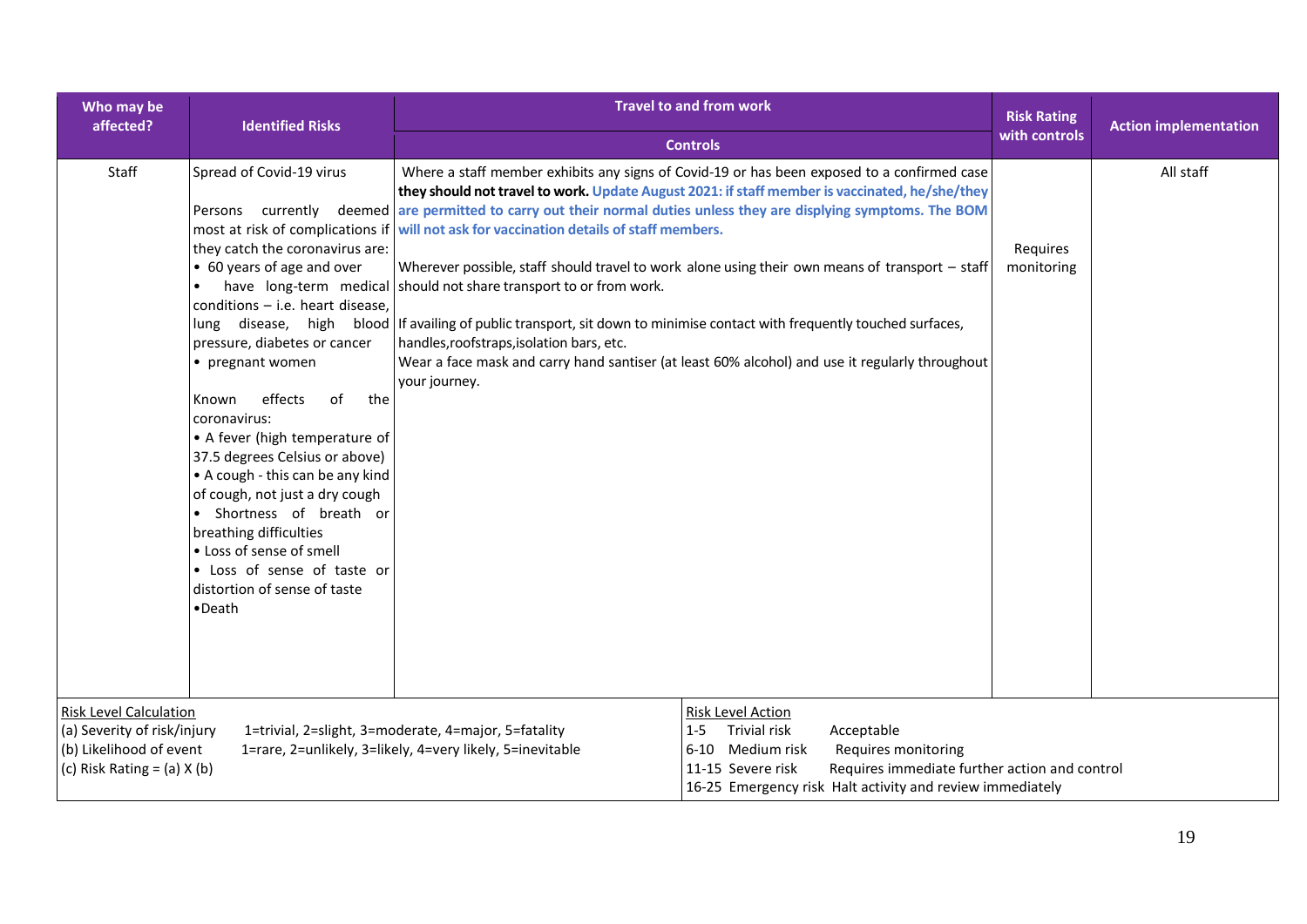| Who may be affected? | Identified Risks | Travel to and from work<br>Controls | Risk Rating with controls | Action implementation |
|---|---|---|---|---|
| Staff | Spread of Covid-19 virus<br><br>Persons currently deemed most at risk of complications if they catch the coronavirus are:<br>• 60 years of age and over<br>• have long-term medical conditions – i.e. heart disease, lung disease, high blood pressure, diabetes or cancer<br>• pregnant women<br><br>Known effects of the coronavirus:<br>• A fever (high temperature of 37.5 degrees Celsius or above)<br>• A cough - this can be any kind of cough, not just a dry cough<br>• Shortness of breath or breathing difficulties<br>• Loss of sense of smell<br>• Loss of sense of taste or distortion of sense of taste<br>•Death | Where a staff member exhibits any signs of Covid-19 or has been exposed to a confirmed case **they should not travel to work. Update August 2021: if staff member is vaccinated, he/she/they are permitted to carry out their normal duties unless they are displying symptoms. The BOM will not ask for vaccination details of staff members.**<br><br>Wherever possible, staff should travel to work alone using their own means of transport – staff should not share transport to or from work.<br><br>If availing of public transport, sit down to minimise contact with frequently touched surfaces, handles,roofstraps,isolation bars, etc.<br>Wear a face mask and carry hand santiser (at least 60% alcohol) and use it regularly throughout your journey. | Requires monitoring | All staff |

<u>Risk Level Calculation</u>
(a) Severity of risk/injury 1=trivial, 2=slight, 3=moderate, 4=major, 5=fatality
(b) Likelihood of event 1=rare, 2=unlikely, 3=likely, 4=very likely, 5=inevitable
(c) Risk Rating = (a) X (b)

<u>Risk Level Action</u>
1-5 Trivial risk Acceptable
6-10 Medium risk Requires monitoring
11-15 Severe risk Requires immediate further action and control
16-25 Emergency risk Halt activity and review immediately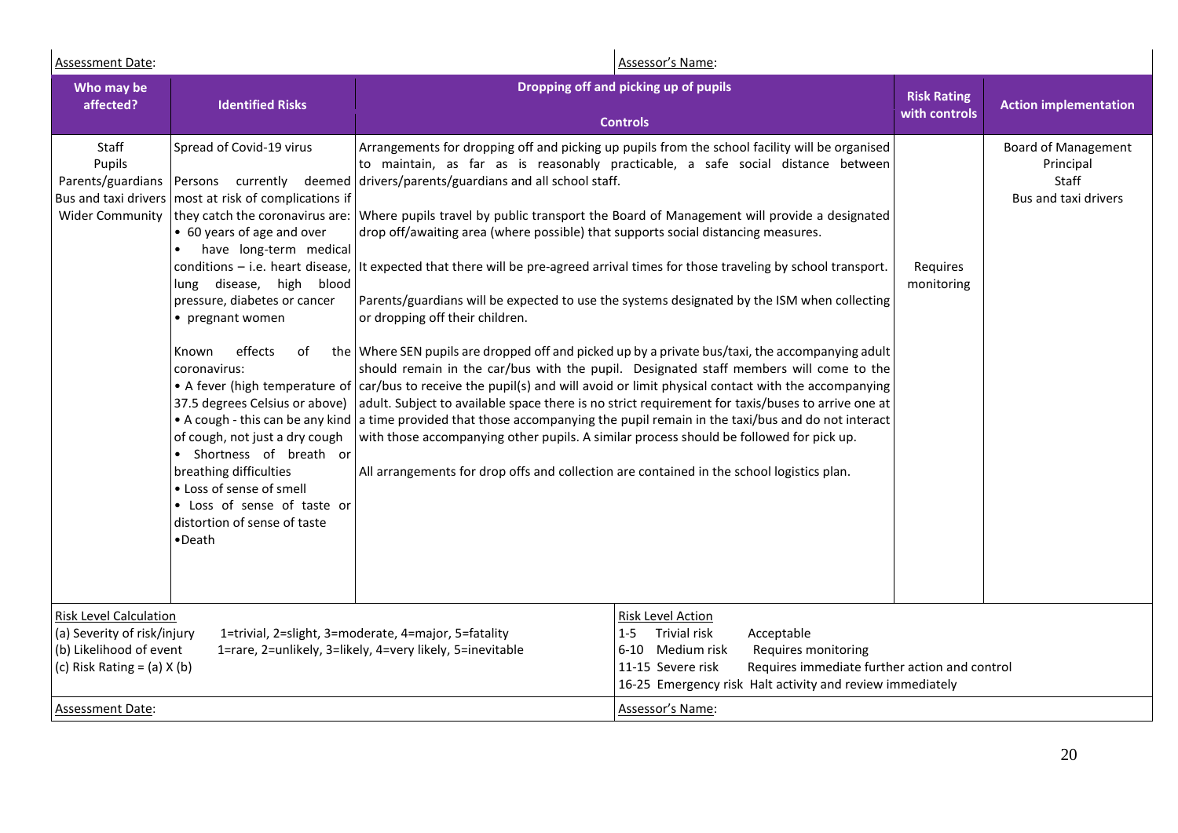| Assessment Date: | | Assessor's Name: | | |
|---|---|---|---|---|

| Who may be affected? | Identified Risks | Dropping off and picking up of pupils<br><br>Controls | Risk Rating with controls | Action implementation |
|---|---|---|---|---|
| Staff<br>Pupils<br>Parents/guardians<br>Bus and taxi drivers<br>Wider Community | Spread of Covid-19 virus<br><br>Persons currently deemed most at risk of complications if they catch the coronavirus are:<br>• 60 years of age and over<br>• have long-term medical conditions – i.e. heart disease, lung disease, high blood pressure, diabetes or cancer<br>• pregnant women<br><br>Known effects of the coronavirus:<br>• A fever (high temperature of 37.5 degrees Celsius or above)<br>• A cough - this can be any kind of cough, not just a dry cough<br>• Shortness of breath or breathing difficulties<br>• Loss of sense of smell<br>• Loss of sense of taste or distortion of sense of taste<br>•Death | Arrangements for dropping off and picking up pupils from the school facility will be organised to maintain, as far as is reasonably practicable, a safe social distance between drivers/parents/guardians and all school staff.<br><br>Where pupils travel by public transport the Board of Management will provide a designated drop off/awaiting area (where possible) that supports social distancing measures.<br><br>It expected that there will be pre-agreed arrival times for those traveling by school transport.<br><br>Parents/guardians will be expected to use the systems designated by the ISM when collecting or dropping off their children.<br><br>Where SEN pupils are dropped off and picked up by a private bus/taxi, the accompanying adult should remain in the car/bus with the pupil. Designated staff members will come to the car/bus to receive the pupil(s) and will avoid or limit physical contact with the accompanying adult. Subject to available space there is no strict requirement for taxis/buses to arrive one at a time provided that those accompanying the pupil remain in the taxi/bus and do not interact with those accompanying other pupils. A similar process should be followed for pick up.<br><br>All arrangements for drop offs and collection are contained in the school logistics plan. | Requires monitoring | Board of Management<br>Principal<br>Staff<br>Bus and taxi drivers |

| Risk Level Calculation | Risk Level Action |
|---|---|
| (a) Severity of risk/injury 1=trivial, 2=slight, 3=moderate, 4=major, 5=fatality<br>(b) Likelihood of event 1=rare, 2=unlikely, 3=likely, 4=very likely, 5=inevitable<br>(c) Risk Rating = (a) X (b) | 1-5 Trivial risk Acceptable<br>6-10 Medium risk Requires monitoring<br>11-15 Severe risk Requires immediate further action and control<br>16-25 Emergency risk Halt activity and review immediately |
| Assessment Date: | Assessor's Name: |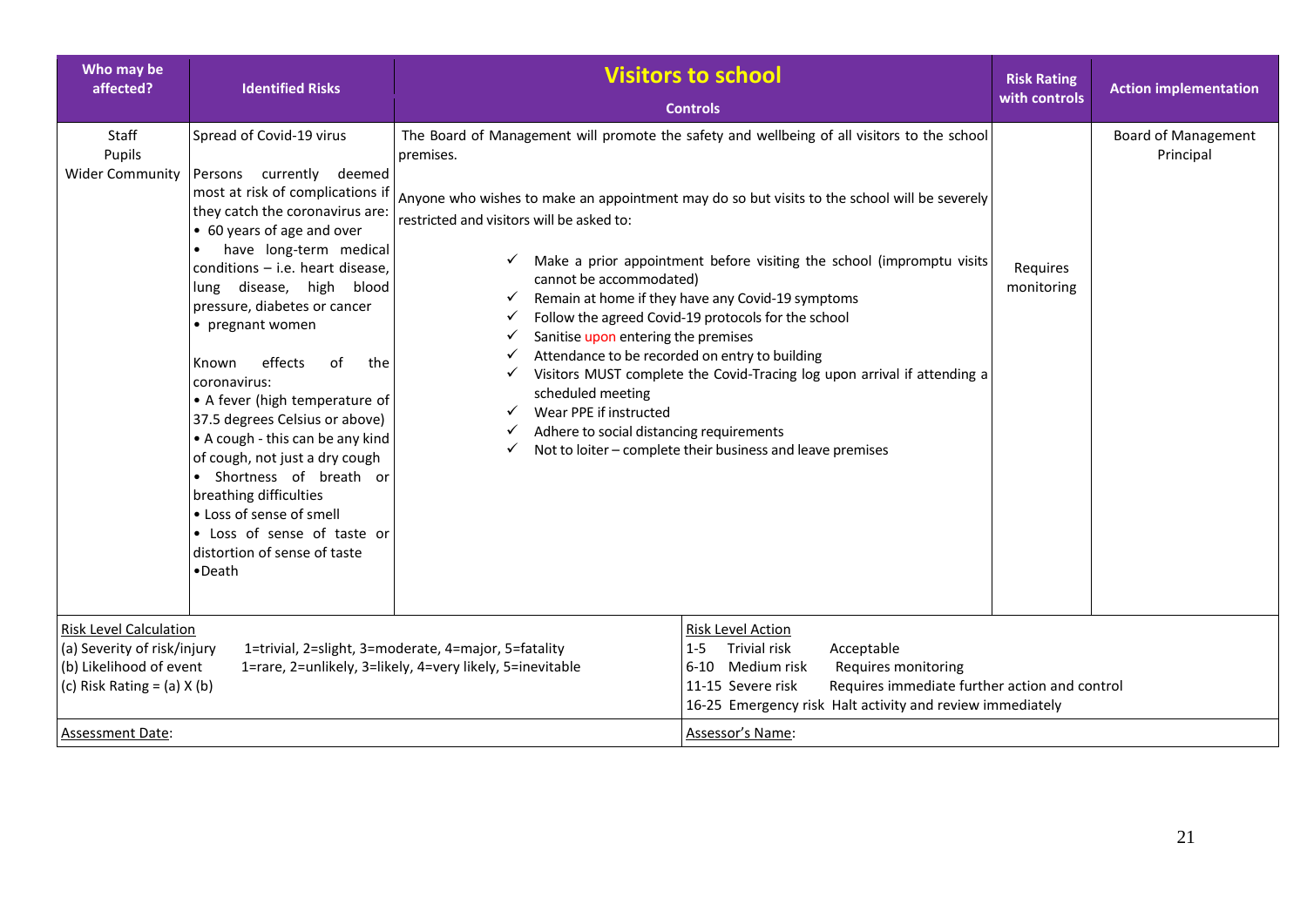| Who may be affected? | Identified Risks | **Visitors to school**<br>Controls | Risk Rating with controls | Action implementation |
|---|---|---|---|---|
| Staff<br>Pupils<br>Wider Community | Spread of Covid-19 virus<br><br>Persons currently deemed most at risk of complications if they catch the coronavirus are:<br>• 60 years of age and over<br>• have long-term medical conditions – i.e. heart disease, lung disease, high blood pressure, diabetes or cancer<br>• pregnant women<br><br>Known effects of the coronavirus:<br>• A fever (high temperature of 37.5 degrees Celsius or above)<br>• A cough - this can be any kind of cough, not just a dry cough<br>• Shortness of breath or breathing difficulties<br>• Loss of sense of smell<br>• Loss of sense of taste or distortion of sense of taste<br>•Death | The Board of Management will promote the safety and wellbeing of all visitors to the school premises.<br><br>Anyone who wishes to make an appointment may do so but visits to the school will be severely restricted and visitors will be asked to:<br><br>✓ Make a prior appointment before visiting the school (impromptu visits cannot be accommodated)<br>✓ Remain at home if they have any Covid-19 symptoms<br>✓ Follow the agreed Covid-19 protocols for the school<br>✓ Sanitise upon entering the premises<br>✓ Attendance to be recorded on entry to building<br>✓ Visitors MUST complete the Covid-Tracing log upon arrival if attending a scheduled meeting<br>✓ Wear PPE if instructed<br>✓ Adhere to social distancing requirements<br>✓ Not to loiter – complete their business and leave premises | Requires monitoring | Board of Management<br>Principal |

| Risk Level Calculation | | Risk Level Action | |
|---|---|---|---|
| (a) Severity of risk/injury | 1=trivial, 2=slight, 3=moderate, 4=major, 5=fatality | 1-5 Trivial risk | Acceptable |
| (b) Likelihood of event | 1=rare, 2=unlikely, 3=likely, 4=very likely, 5=inevitable | 6-10 Medium risk | Requires monitoring |
| (c) Risk Rating = (a) X (b) | | 11-15 Severe risk | Requires immediate further action and control |
| | | 16-25 Emergency risk | Halt activity and review immediately |
| Assessment Date: | | Assessor's Name: | |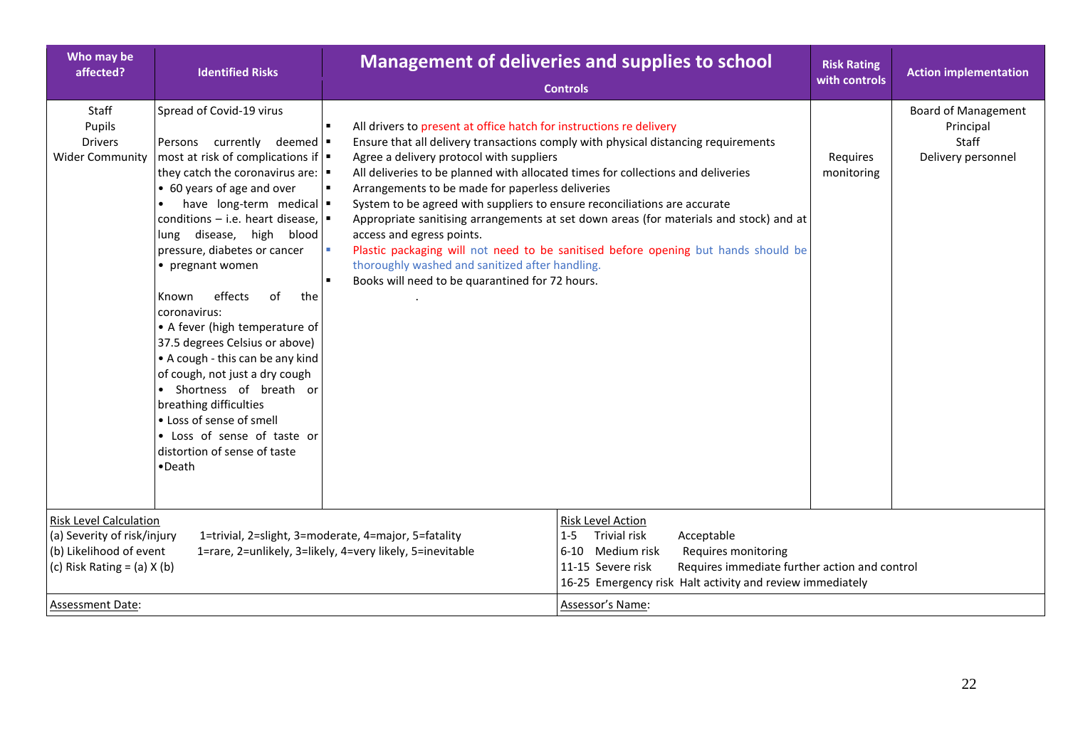| Who may be affected? | Identified Risks | **Management of deliveries and supplies to school**<br>Controls | Risk Rating with controls | Action implementation |
|---|---|---|---|---|
| Staff<br>Pupils<br>Drivers<br>Wider Community | Spread of Covid-19 virus<br><br>Persons currently deemed most at risk of complications if they catch the coronavirus are:<br>• 60 years of age and over<br>• have long-term medical conditions – i.e. heart disease, lung disease, high blood pressure, diabetes or cancer<br>• pregnant women<br><br>Known effects of the coronavirus:<br>• A fever (high temperature of 37.5 degrees Celsius or above)<br>• A cough - this can be any kind of cough, not just a dry cough<br>• Shortness of breath or breathing difficulties<br>• Loss of sense of smell<br>• Loss of sense of taste or distortion of sense of taste<br>•Death | ▪ All drivers to present at office hatch for instructions re delivery<br>▪ Ensure that all delivery transactions comply with physical distancing requirements<br>▪ Agree a delivery protocol with suppliers<br>▪ All deliveries to be planned with allocated times for collections and deliveries<br>▪ Arrangements to be made for paperless deliveries<br>▪ System to be agreed with suppliers to ensure reconciliations are accurate<br>▪ Appropriate sanitising arrangements at set down areas (for materials and stock) and at access and egress points.<br>▪ Plastic packaging will not need to be sanitised before opening but hands should be thoroughly washed and sanitized after handling.<br>▪ Books will need to be quarantined for 72 hours.<br>. | Requires monitoring | Board of Management<br>Principal<br>Staff<br>Delivery personnel |

| Risk Level Calculation | | Risk Level Action | |
|---|---|---|---|
| (a) Severity of risk/injury | 1=trivial, 2=slight, 3=moderate, 4=major, 5=fatality | 1-5 Trivial risk | Acceptable |
| (b) Likelihood of event | 1=rare, 2=unlikely, 3=likely, 4=very likely, 5=inevitable | 6-10 Medium risk | Requires monitoring |
| (c) Risk Rating = (a) X (b) | | 11-15 Severe risk | Requires immediate further action and control |
| | | 16-25 Emergency risk | Halt activity and review immediately |
| Assessment Date: | | Assessor's Name: | |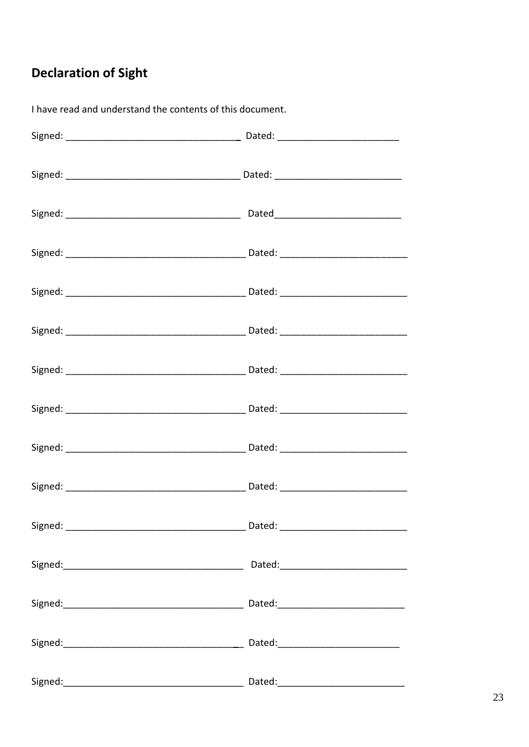## Declaration of Sight

I have read and understand the contents of this document.

Signed: __________________________________ Dated: _______________________

Signed: __________________________________ Dated: ________________________

Signed: __________________________________ Dated________________________

Signed: ___________________________________ Dated: ________________________

Signed: ___________________________________ Dated: ________________________

Signed: ___________________________________ Dated: ________________________

Signed: ___________________________________ Dated: ________________________

Signed: ___________________________________ Dated: ________________________

Signed: ___________________________________ Dated: ________________________

Signed: ___________________________________ Dated: ________________________

Signed: ___________________________________ Dated: ________________________

Signed:___________________________________ Dated:________________________

Signed:___________________________________ Dated:________________________

Signed:___________________________________ Dated:_______________________

Signed:___________________________________ Dated:________________________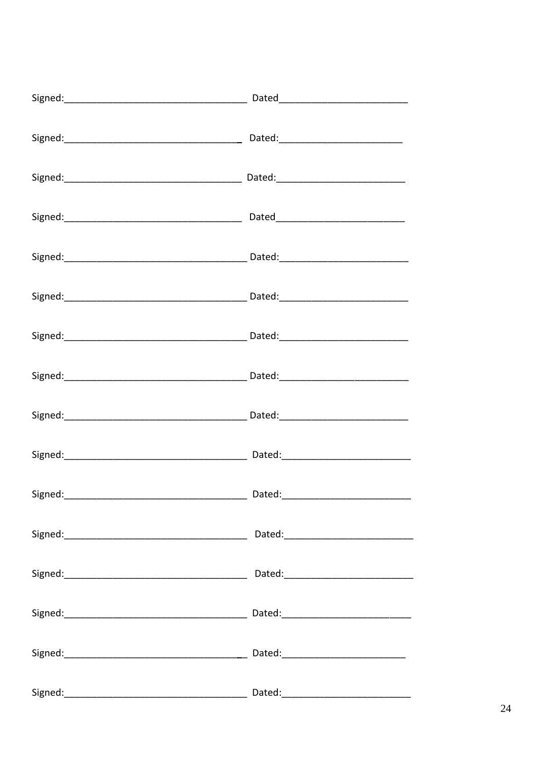Signed:___________________________________ Dated________________________

Signed:___________________________________ Dated:_______________________

Signed:___________________________________ Dated:________________________

Signed:___________________________________ Dated________________________

Signed:___________________________________ Dated:________________________

Signed:___________________________________ Dated:________________________

Signed:___________________________________ Dated:________________________

Signed:___________________________________ Dated:________________________

Signed:___________________________________ Dated:________________________

Signed:___________________________________ Dated:________________________

Signed:___________________________________ Dated:________________________

Signed:___________________________________ Dated:________________________

Signed:___________________________________ Dated:________________________

Signed:___________________________________ Dated:________________________

Signed:___________________________________ Dated:_______________________

Signed:___________________________________ Dated:________________________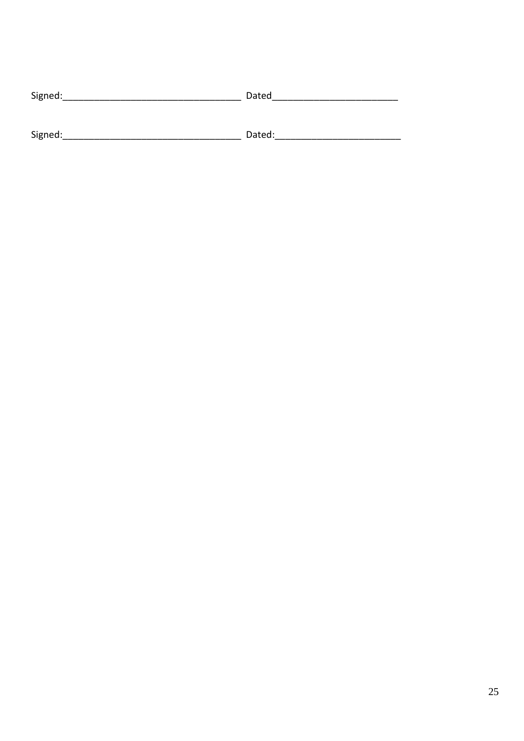Signed:__________________________________ Dated________________________

Signed:__________________________________ Dated:________________________